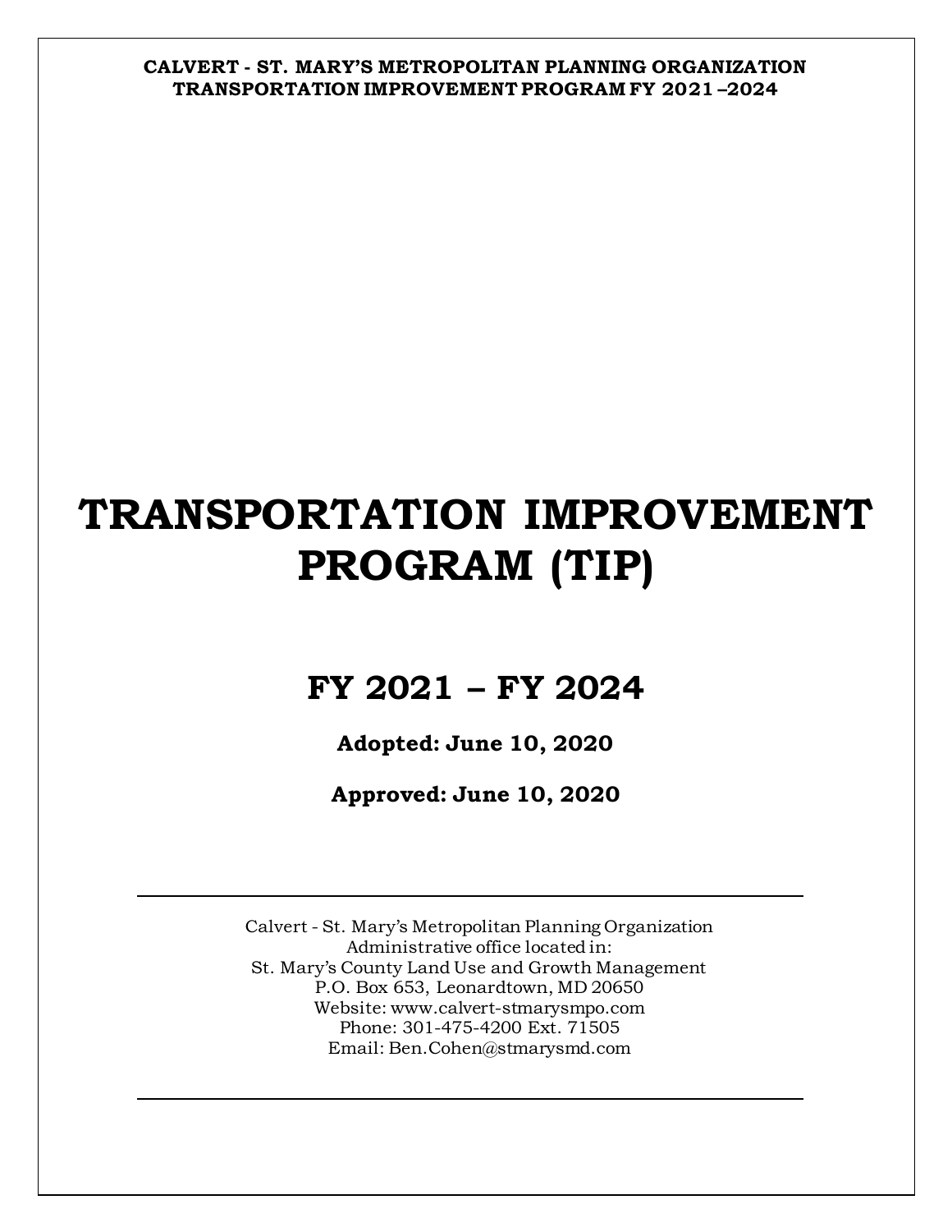**CALVERT - ST. MARY'S METROPOLITAN PLANNING ORGANIZATION**
**TRANSPORTATION IMPROVEMENT PROGRAM FY 2021 –2024**

# TRANSPORTATION IMPROVEMENT PROGRAM (TIP)

## FY 2021 – FY 2024

**Adopted: June 10, 2020**

**Approved: June 10, 2020**

---

Calvert - St. Mary's Metropolitan Planning Organization
Administrative office located in:
St. Mary's County Land Use and Growth Management
P.O. Box 653, Leonardtown, MD 20650
Website: www.calvert-stmarysmpo.com
Phone: 301-475-4200 Ext. 71505
Email: Ben.Cohen@stmarysmd.com

---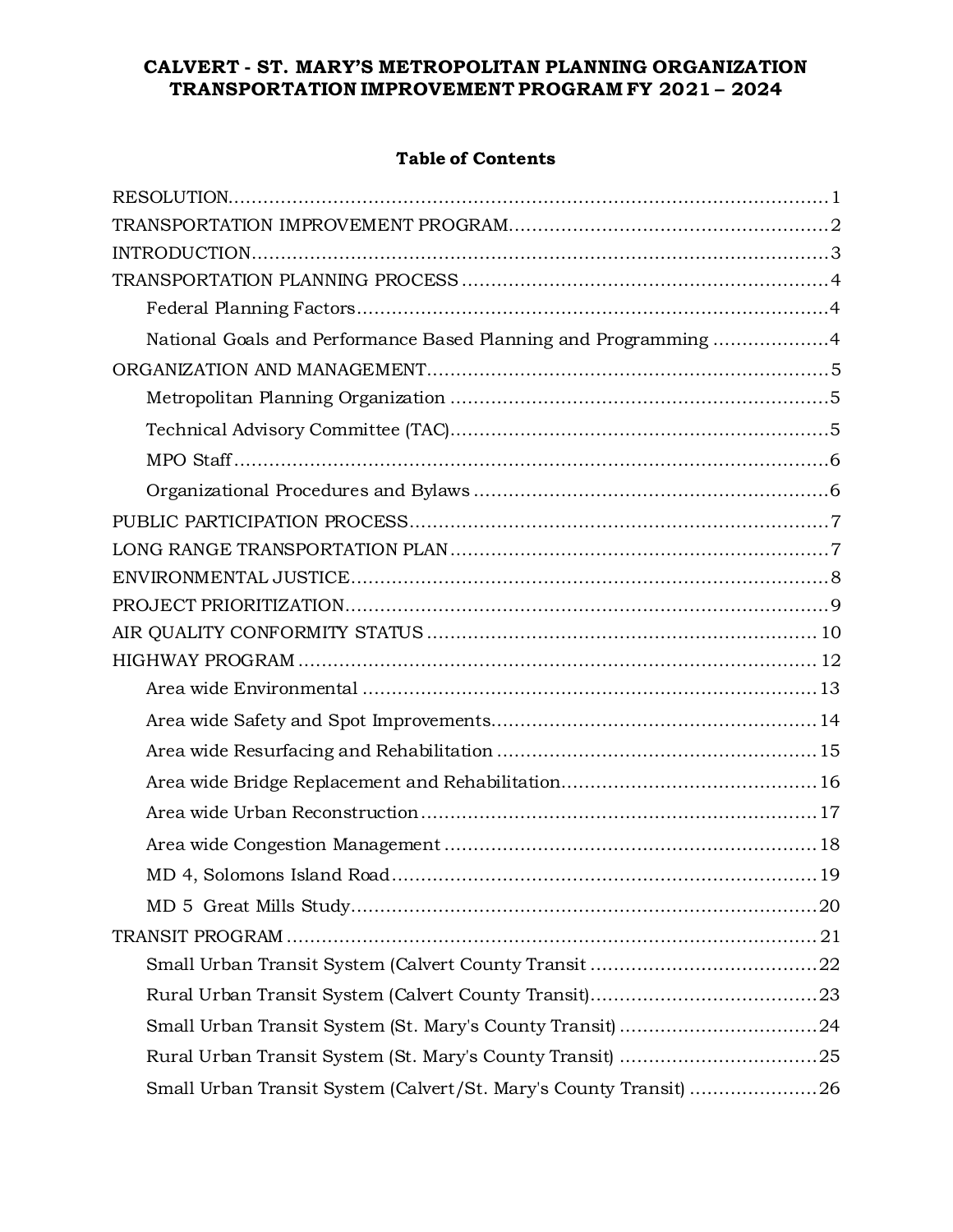**CALVERT - ST. MARY'S METROPOLITAN PLANNING ORGANIZATION**
**TRANSPORTATION IMPROVEMENT PROGRAM FY 2021 – 2024**

## Table of Contents

RESOLUTION........................................................................................................1

TRANSPORTATION IMPROVEMENT PROGRAM.....................................................2

INTRODUCTION...................................................................................................3

TRANSPORTATION PLANNING PROCESS ..............................................................4

- Federal Planning Factors..................................................................................4
- National Goals and Performance Based Planning and Programming ....................4

ORGANIZATION AND MANAGEMENT.....................................................................5

- Metropolitan Planning Organization ..................................................................5
- Technical Advisory Committee (TAC)..................................................................5
- MPO Staff .........................................................................................................6
- Organizational Procedures and Bylaws ..............................................................6

PUBLIC PARTICIPATION PROCESS.........................................................................7

LONG RANGE TRANSPORTATION PLAN.................................................................7

ENVIRONMENTAL JUSTICE....................................................................................8

PROJECT PRIORITIZATION.....................................................................................9

AIR QUALITY CONFORMITY STATUS ....................................................................10

HIGHWAY PROGRAM ............................................................................................12

- Area wide Environmental .................................................................................13
- Area wide Safety and Spot Improvements..........................................................14
- Area wide Resurfacing and Rehabilitation .........................................................15
- Area wide Bridge Replacement and Rehabilitation..............................................16
- Area wide Urban Reconstruction.......................................................................17
- Area wide Congestion Management ..................................................................18
- MD 4, Solomons Island Road............................................................................19
- MD 5 Great Mills Study...................................................................................20

TRANSIT PROGRAM ..............................................................................................21

- Small Urban Transit System (Calvert County Transit ........................................22
- Rural Urban Transit System (Calvert County Transit).......................................23
- Small Urban Transit System (St. Mary's County Transit) ..................................24
- Rural Urban Transit System (St. Mary's County Transit) ..................................25
- Small Urban Transit System (Calvert/St. Mary's County Transit) ......................26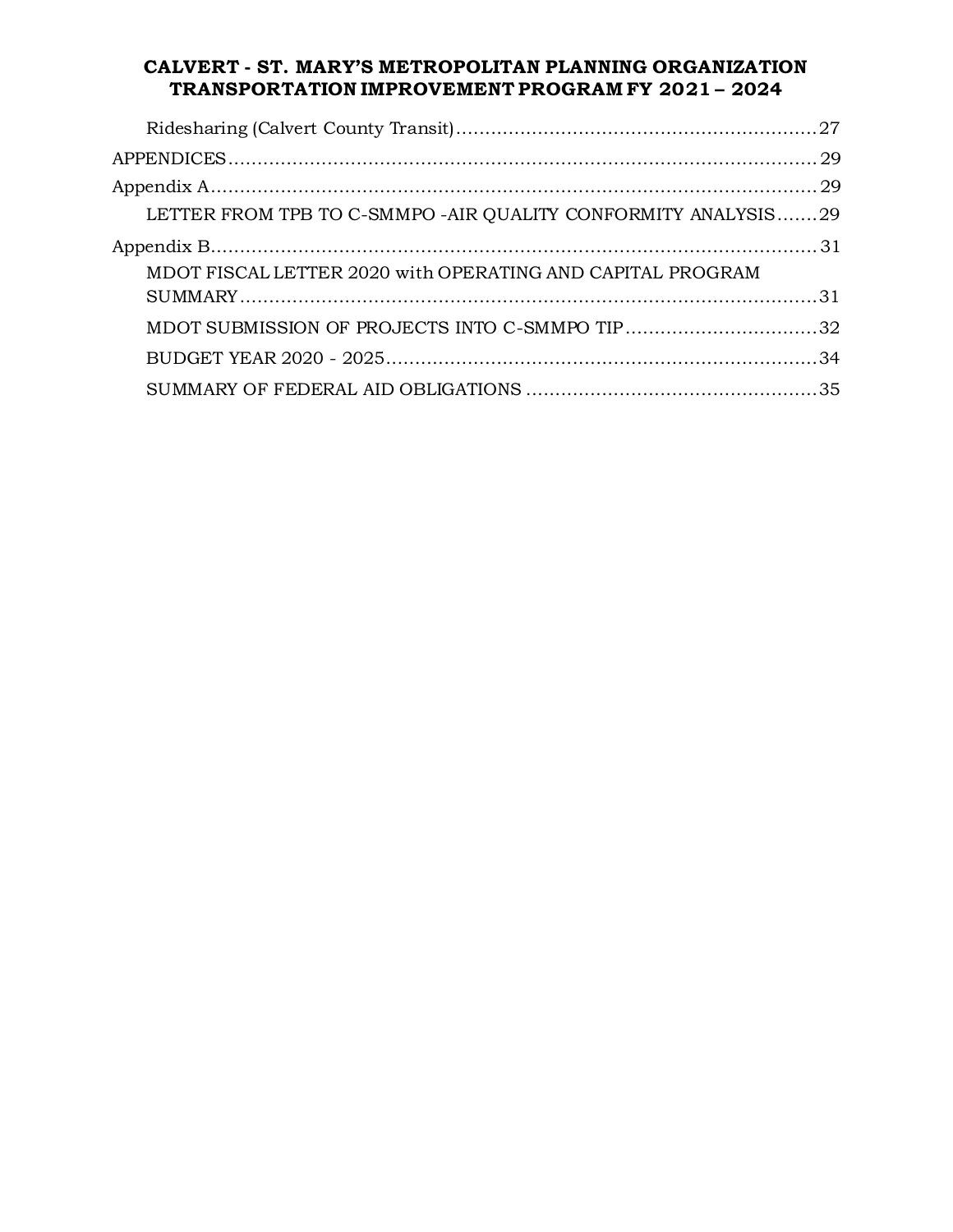Ridesharing (Calvert County Transit) ........................................................... 27

APPENDICES ........................................................................................ 29

Appendix A ........................................................................................ 29

LETTER FROM TPB TO C-SMMPO -AIR QUALITY CONFORMITY ANALYSIS ....... 29

Appendix B ........................................................................................ 31

MDOT FISCAL LETTER 2020 with OPERATING AND CAPITAL PROGRAM SUMMARY ........................................................................................ 31

MDOT SUBMISSION OF PROJECTS INTO C-SMMPO TIP ................................ 32

BUDGET YEAR 2020 - 2025 ........................................................................ 34

SUMMARY OF FEDERAL AID OBLIGATIONS ................................................ 35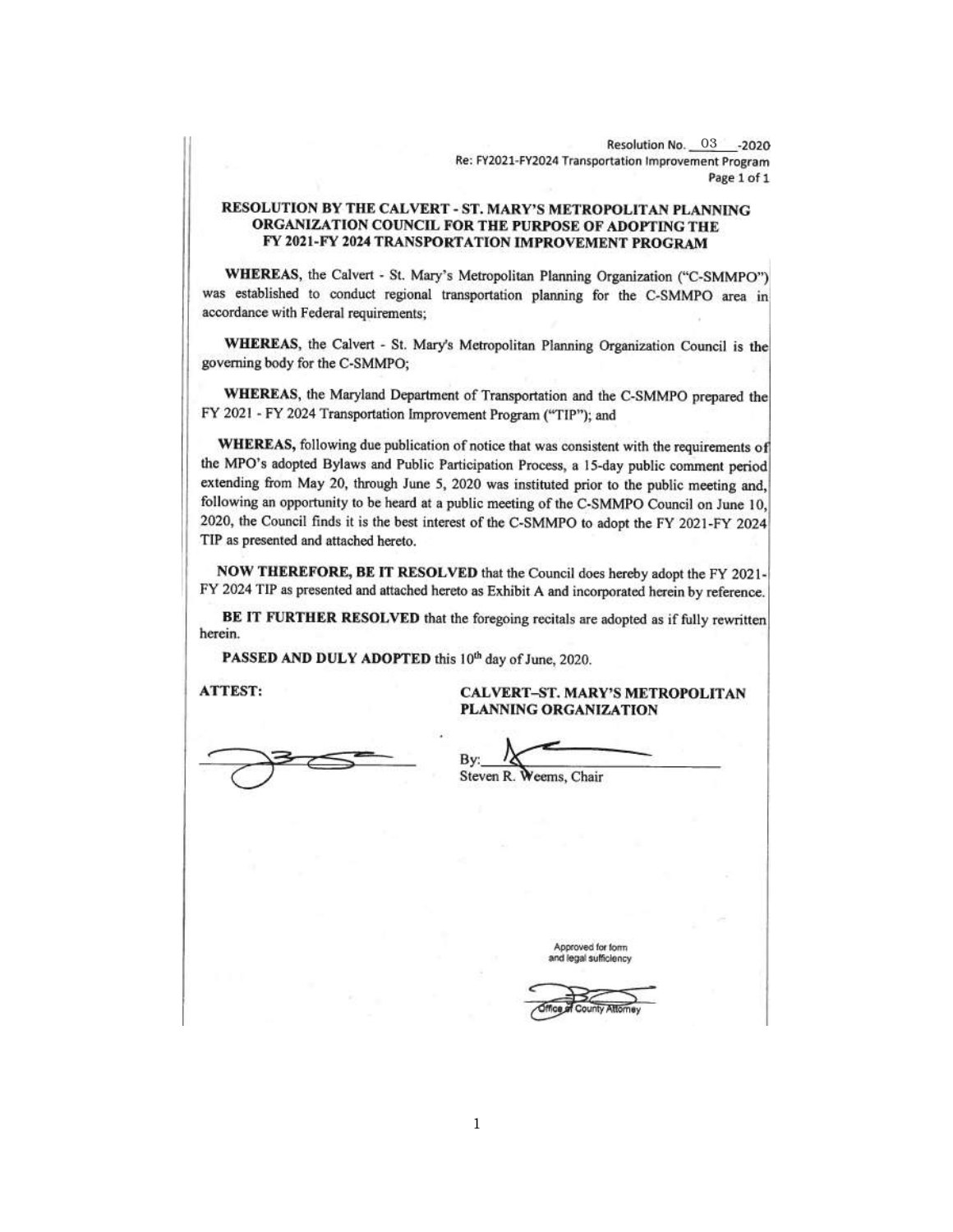Resolution No. 03 -2020
Re: FY2021-FY2024 Transportation Improvement Program
Page 1 of 1

**RESOLUTION BY THE CALVERT - ST. MARY'S METROPOLITAN PLANNING ORGANIZATION COUNCIL FOR THE PURPOSE OF ADOPTING THE FY 2021-FY 2024 TRANSPORTATION IMPROVEMENT PROGRAM**

**WHEREAS,** the Calvert - St. Mary's Metropolitan Planning Organization ("C-SMMPO") was established to conduct regional transportation planning for the C-SMMPO area in accordance with Federal requirements;

**WHEREAS,** the Calvert - St. Mary's Metropolitan Planning Organization Council is the governing body for the C-SMMPO;

**WHEREAS,** the Maryland Department of Transportation and the C-SMMPO prepared the FY 2021 - FY 2024 Transportation Improvement Program ("TIP"); and

**WHEREAS,** following due publication of notice that was consistent with the requirements of the MPO's adopted Bylaws and Public Participation Process, a 15-day public comment period extending from May 20, through June 5, 2020 was instituted prior to the public meeting and, following an opportunity to be heard at a public meeting of the C-SMMPO Council on June 10, 2020, the Council finds it is the best interest of the C-SMMPO to adopt the FY 2021-FY 2024 TIP as presented and attached hereto.

**NOW THEREFORE, BE IT RESOLVED** that the Council does hereby adopt the FY 2021-FY 2024 TIP as presented and attached hereto as Exhibit A and incorporated herein by reference.

**BE IT FURTHER RESOLVED** that the foregoing recitals are adopted as if fully rewritten herein.

**PASSED AND DULY ADOPTED** this 10th day of June, 2020.

**ATTEST:**

**CALVERT–ST. MARY'S METROPOLITAN PLANNING ORGANIZATION**

By: ______________________
Steven R. Weems, Chair

Approved for form
and legal sufficiency

Office of County Attorney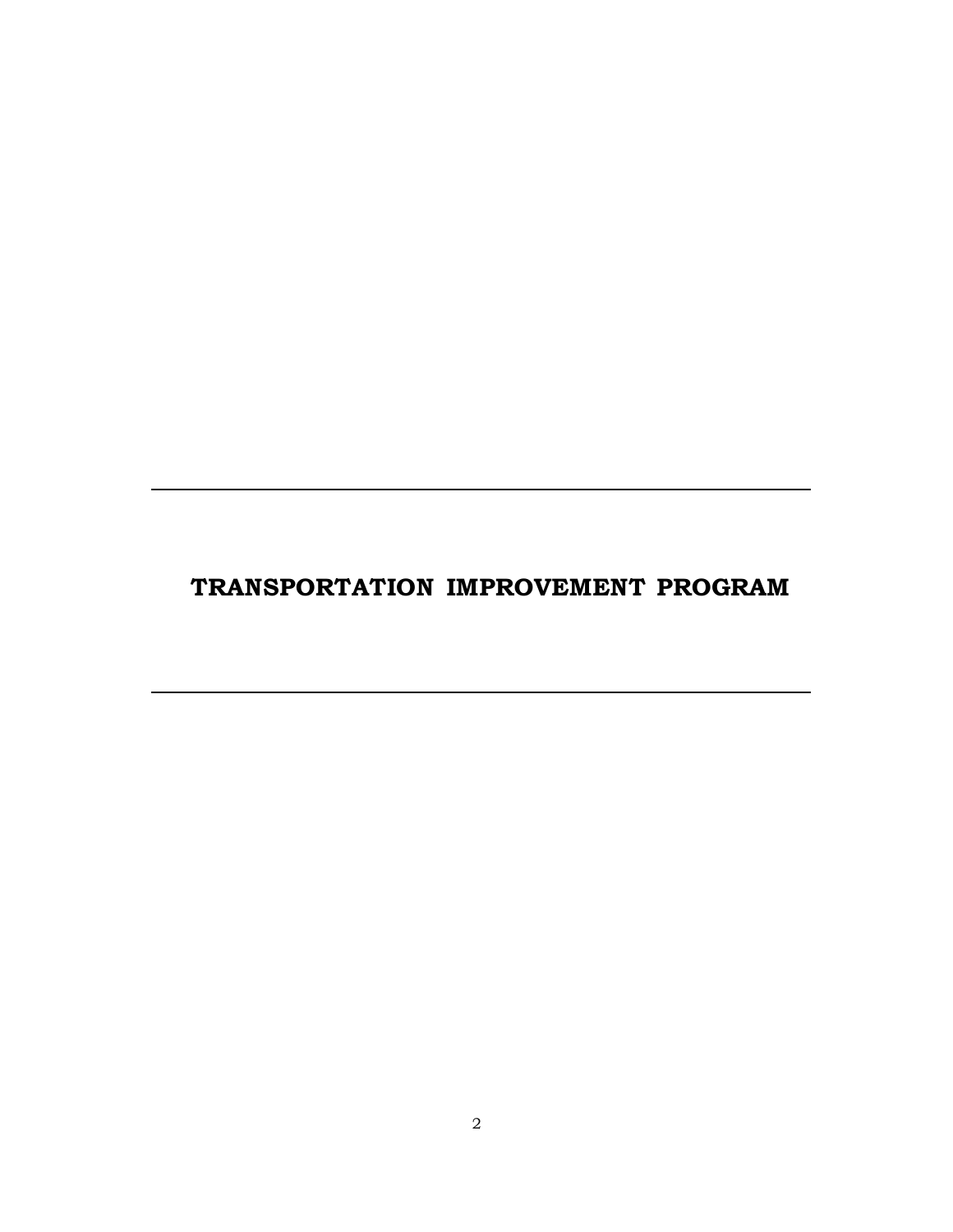# TRANSPORTATION IMPROVEMENT PROGRAM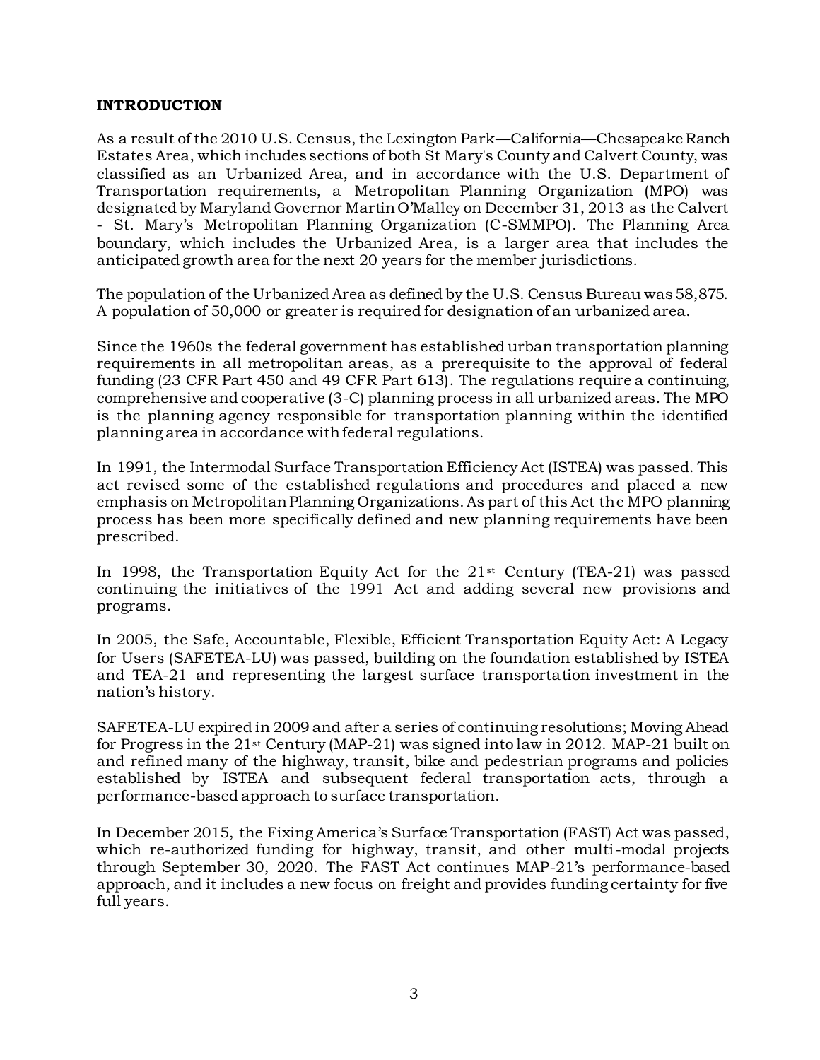## INTRODUCTION

As a result of the 2010 U.S. Census, the Lexington Park—California—Chesapeake Ranch Estates Area, which includes sections of both St Mary's County and Calvert County, was classified as an Urbanized Area, and in accordance with the U.S. Department of Transportation requirements, a Metropolitan Planning Organization (MPO) was designated by Maryland Governor Martin O'Malley on December 31, 2013 as the Calvert - St. Mary's Metropolitan Planning Organization (C-SMMPO). The Planning Area boundary, which includes the Urbanized Area, is a larger area that includes the anticipated growth area for the next 20 years for the member jurisdictions.

The population of the Urbanized Area as defined by the U.S. Census Bureau was 58,875. A population of 50,000 or greater is required for designation of an urbanized area.

Since the 1960s the federal government has established urban transportation planning requirements in all metropolitan areas, as a prerequisite to the approval of federal funding (23 CFR Part 450 and 49 CFR Part 613). The regulations require a continuing, comprehensive and cooperative (3-C) planning process in all urbanized areas. The MPO is the planning agency responsible for transportation planning within the identified planning area in accordance with federal regulations.

In 1991, the Intermodal Surface Transportation Efficiency Act (ISTEA) was passed. This act revised some of the established regulations and procedures and placed a new emphasis on Metropolitan Planning Organizations. As part of this Act the MPO planning process has been more specifically defined and new planning requirements have been prescribed.

In 1998, the Transportation Equity Act for the 21st Century (TEA-21) was passed continuing the initiatives of the 1991 Act and adding several new provisions and programs.

In 2005, the Safe, Accountable, Flexible, Efficient Transportation Equity Act: A Legacy for Users (SAFETEA-LU) was passed, building on the foundation established by ISTEA and TEA-21 and representing the largest surface transportation investment in the nation's history.

SAFETEA-LU expired in 2009 and after a series of continuing resolutions; Moving Ahead for Progress in the 21st Century (MAP-21) was signed into law in 2012. MAP-21 built on and refined many of the highway, transit, bike and pedestrian programs and policies established by ISTEA and subsequent federal transportation acts, through a performance-based approach to surface transportation.

In December 2015, the Fixing America's Surface Transportation (FAST) Act was passed, which re-authorized funding for highway, transit, and other multi-modal projects through September 30, 2020. The FAST Act continues MAP-21's performance-based approach, and it includes a new focus on freight and provides funding certainty for five full years.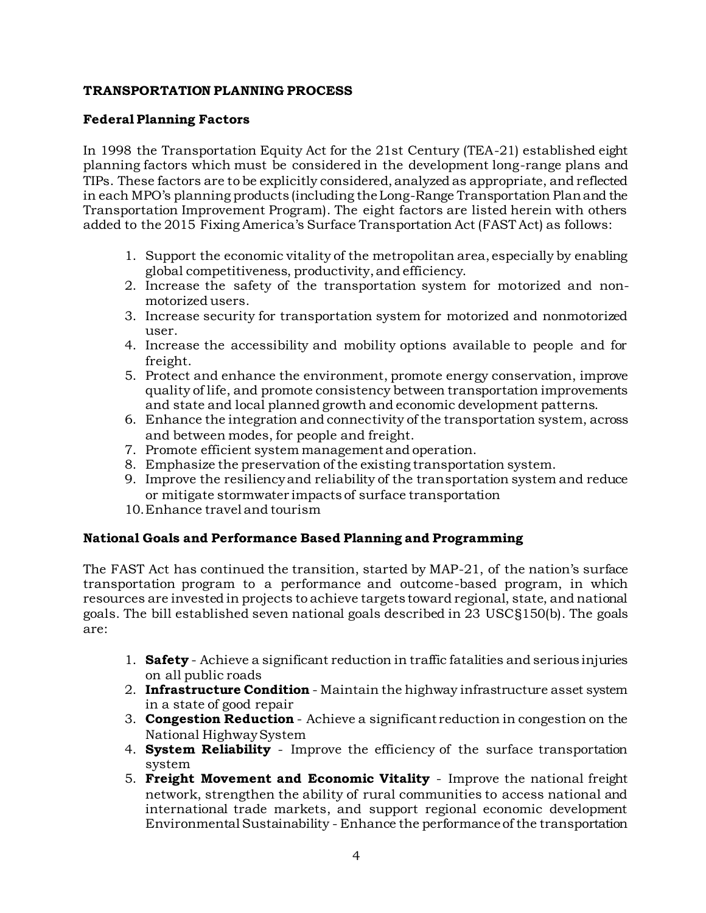## TRANSPORTATION PLANNING PROCESS

### Federal Planning Factors

In 1998 the Transportation Equity Act for the 21st Century (TEA-21) established eight planning factors which must be considered in the development long-range plans and TIPs. These factors are to be explicitly considered, analyzed as appropriate, and reflected in each MPO's planning products (including the Long-Range Transportation Plan and the Transportation Improvement Program). The eight factors are listed herein with others added to the 2015 Fixing America's Surface Transportation Act (FAST Act) as follows:

1. Support the economic vitality of the metropolitan area, especially by enabling global competitiveness, productivity, and efficiency.
2. Increase the safety of the transportation system for motorized and non-motorized users.
3. Increase security for transportation system for motorized and nonmotorized user.
4. Increase the accessibility and mobility options available to people and for freight.
5. Protect and enhance the environment, promote energy conservation, improve quality of life, and promote consistency between transportation improvements and state and local planned growth and economic development patterns.
6. Enhance the integration and connectivity of the transportation system, across and between modes, for people and freight.
7. Promote efficient system management and operation.
8. Emphasize the preservation of the existing transportation system.
9. Improve the resiliency and reliability of the transportation system and reduce or mitigate stormwater impacts of surface transportation
10. Enhance travel and tourism

### National Goals and Performance Based Planning and Programming

The FAST Act has continued the transition, started by MAP-21, of the nation's surface transportation program to a performance and outcome-based program, in which resources are invested in projects to achieve targets toward regional, state, and national goals. The bill established seven national goals described in 23 USC§150(b). The goals are:

1. **Safety** - Achieve a significant reduction in traffic fatalities and serious injuries on all public roads
2. **Infrastructure Condition** - Maintain the highway infrastructure asset system in a state of good repair
3. **Congestion Reduction** - Achieve a significant reduction in congestion on the National Highway System
4. **System Reliability** - Improve the efficiency of the surface transportation system
5. **Freight Movement and Economic Vitality** - Improve the national freight network, strengthen the ability of rural communities to access national and international trade markets, and support regional economic development Environmental Sustainability - Enhance the performance of the transportation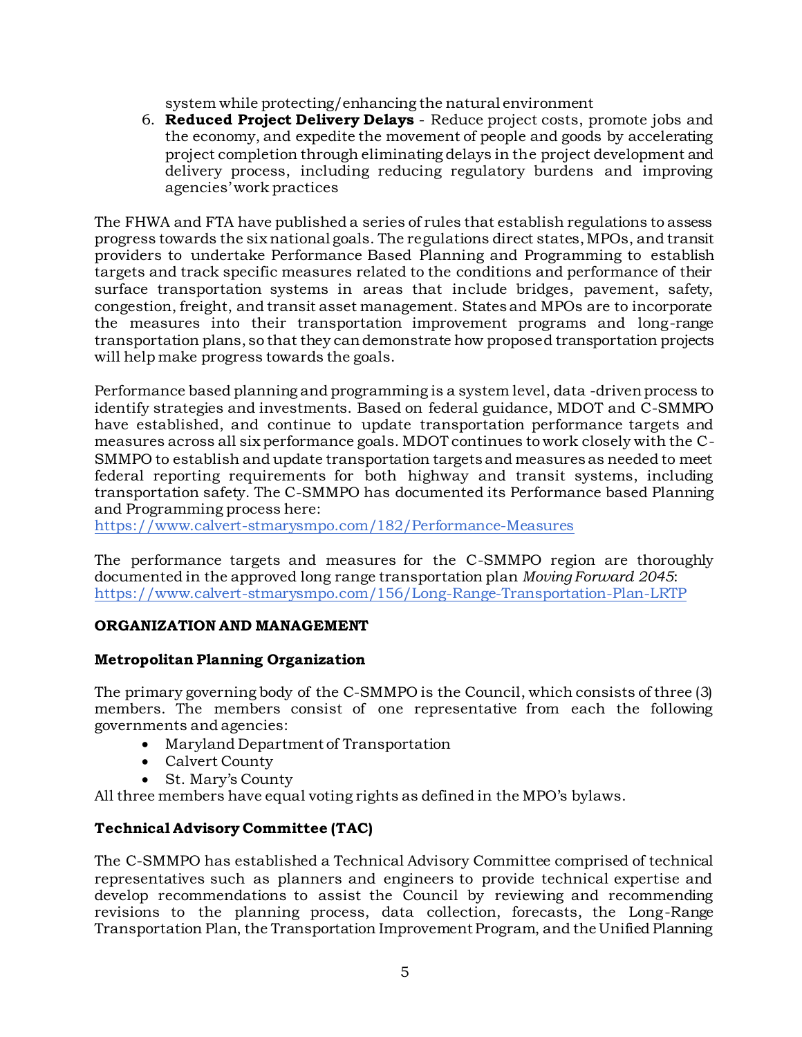system while protecting/enhancing the natural environment

6. **Reduced Project Delivery Delays** - Reduce project costs, promote jobs and the economy, and expedite the movement of people and goods by accelerating project completion through eliminating delays in the project development and delivery process, including reducing regulatory burdens and improving agencies' work practices

The FHWA and FTA have published a series of rules that establish regulations to assess progress towards the six national goals. The regulations direct states, MPOs, and transit providers to undertake Performance Based Planning and Programming to establish targets and track specific measures related to the conditions and performance of their surface transportation systems in areas that include bridges, pavement, safety, congestion, freight, and transit asset management. States and MPOs are to incorporate the measures into their transportation improvement programs and long-range transportation plans, so that they can demonstrate how proposed transportation projects will help make progress towards the goals.

Performance based planning and programming is a system level, data -driven process to identify strategies and investments. Based on federal guidance, MDOT and C-SMMPO have established, and continue to update transportation performance targets and measures across all six performance goals. MDOT continues to work closely with the C-SMMPO to establish and update transportation targets and measures as needed to meet federal reporting requirements for both highway and transit systems, including transportation safety. The C-SMMPO has documented its Performance based Planning and Programming process here:
https://www.calvert-stmarysmpo.com/182/Performance-Measures

The performance targets and measures for the C-SMMPO region are thoroughly documented in the approved long range transportation plan *Moving Forward 2045*:
https://www.calvert-stmarysmpo.com/156/Long-Range-Transportation-Plan-LRTP

## ORGANIZATION AND MANAGEMENT

### Metropolitan Planning Organization

The primary governing body of the C-SMMPO is the Council, which consists of three (3) members. The members consist of one representative from each the following governments and agencies:

- Maryland Department of Transportation
- Calvert County
- St. Mary's County

All three members have equal voting rights as defined in the MPO's bylaws.

### Technical Advisory Committee (TAC)

The C-SMMPO has established a Technical Advisory Committee comprised of technical representatives such as planners and engineers to provide technical expertise and develop recommendations to assist the Council by reviewing and recommending revisions to the planning process, data collection, forecasts, the Long-Range Transportation Plan, the Transportation Improvement Program, and the Unified Planning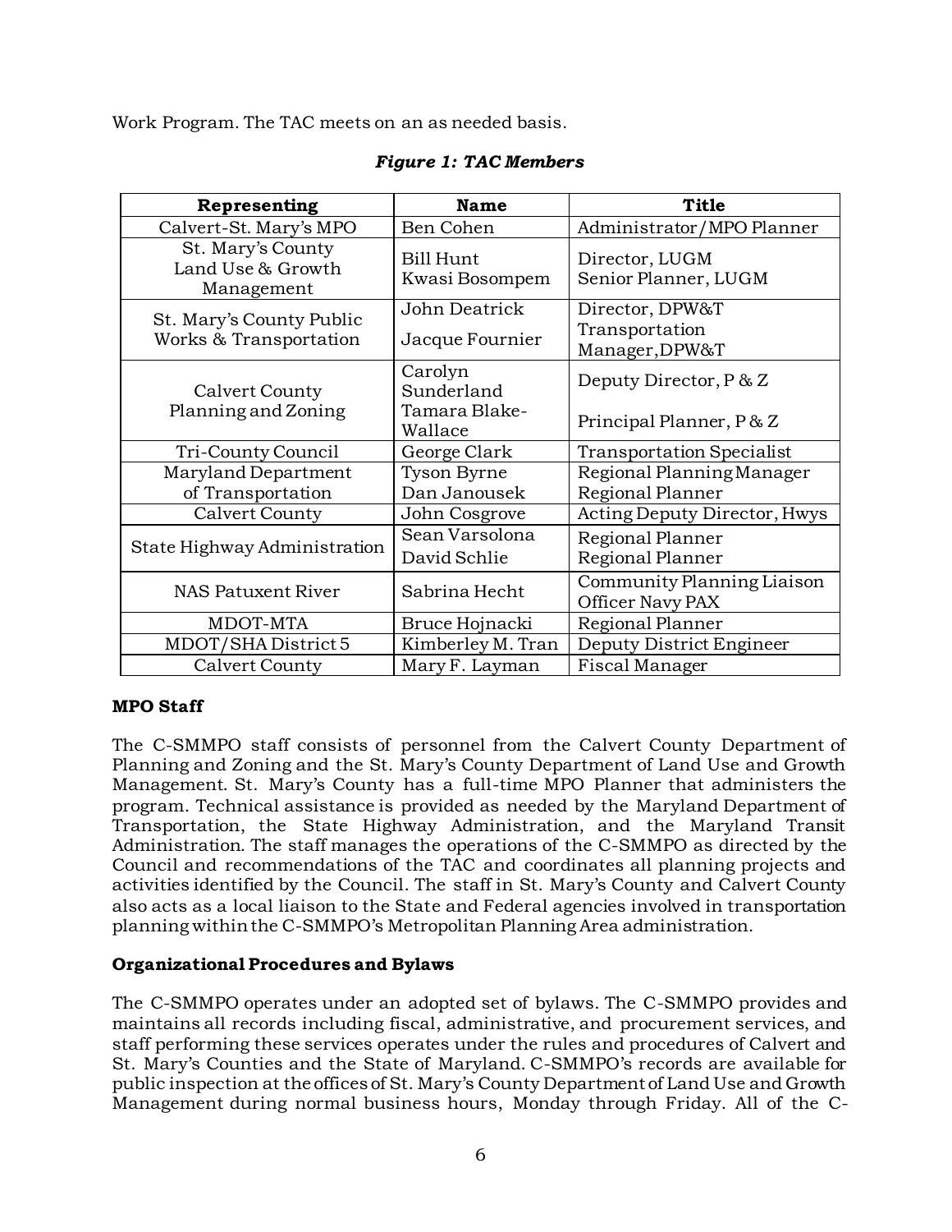Work Program. The TAC meets on an as needed basis.

***Figure 1: TAC Members***

| Representing | Name | Title |
|---|---|---|
| Calvert-St. Mary's MPO | Ben Cohen | Administrator/MPO Planner |
| St. Mary's County Land Use & Growth Management | Bill Hunt<br>Kwasi Bosompem | Director, LUGM<br>Senior Planner, LUGM |
| St. Mary's County Public Works & Transportation | John Deatrick<br>Jacque Fournier | Director, DPW&T<br>Transportation Manager,DPW&T |
| Calvert County Planning and Zoning | Carolyn Sunderland<br>Tamara Blake-Wallace | Deputy Director, P & Z<br>Principal Planner, P & Z |
| Tri-County Council | George Clark | Transportation Specialist |
| Maryland Department of Transportation | Tyson Byrne<br>Dan Janousek | Regional Planning Manager<br>Regional Planner |
| Calvert County | John Cosgrove | Acting Deputy Director, Hwys |
| State Highway Administration | Sean Varsolona<br>David Schlie | Regional Planner<br>Regional Planner |
| NAS Patuxent River | Sabrina Hecht | Community Planning Liaison Officer Navy PAX |
| MDOT-MTA | Bruce Hojnacki | Regional Planner |
| MDOT/SHA District 5 | Kimberley M. Tran | Deputy District Engineer |
| Calvert County | Mary F. Layman | Fiscal Manager |

**MPO Staff**

The C-SMMPO staff consists of personnel from the Calvert County Department of Planning and Zoning and the St. Mary's County Department of Land Use and Growth Management. St. Mary's County has a full-time MPO Planner that administers the program. Technical assistance is provided as needed by the Maryland Department of Transportation, the State Highway Administration, and the Maryland Transit Administration. The staff manages the operations of the C-SMMPO as directed by the Council and recommendations of the TAC and coordinates all planning projects and activities identified by the Council. The staff in St. Mary's County and Calvert County also acts as a local liaison to the State and Federal agencies involved in transportation planning within the C-SMMPO's Metropolitan Planning Area administration.

**Organizational Procedures and Bylaws**

The C-SMMPO operates under an adopted set of bylaws. The C-SMMPO provides and maintains all records including fiscal, administrative, and procurement services, and staff performing these services operates under the rules and procedures of Calvert and St. Mary's Counties and the State of Maryland. C-SMMPO's records are available for public inspection at the offices of St. Mary's County Department of Land Use and Growth Management during normal business hours, Monday through Friday. All of the C-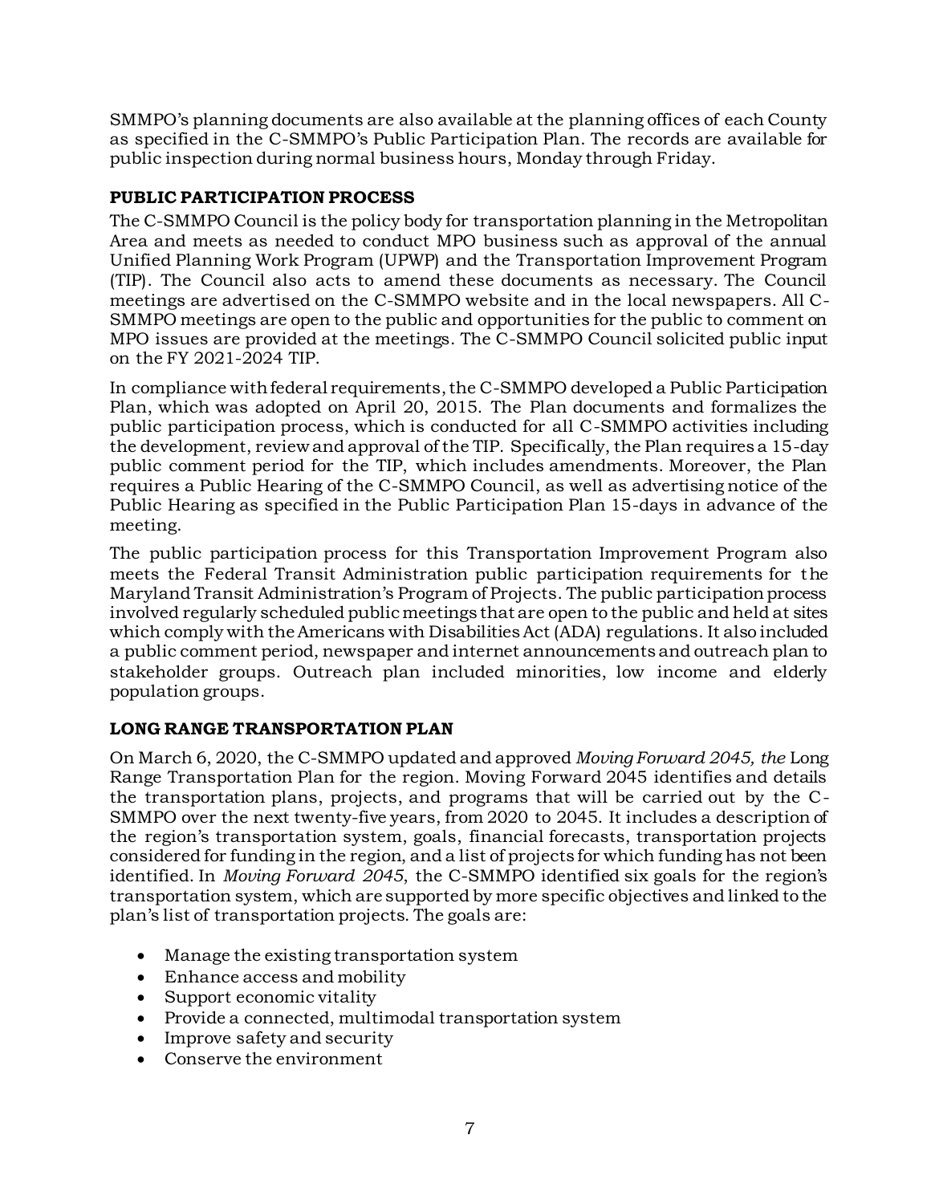SMMPO's planning documents are also available at the planning offices of each County as specified in the C-SMMPO's Public Participation Plan. The records are available for public inspection during normal business hours, Monday through Friday.

## PUBLIC PARTICIPATION PROCESS

The C-SMMPO Council is the policy body for transportation planning in the Metropolitan Area and meets as needed to conduct MPO business such as approval of the annual Unified Planning Work Program (UPWP) and the Transportation Improvement Program (TIP). The Council also acts to amend these documents as necessary. The Council meetings are advertised on the C-SMMPO website and in the local newspapers. All C-SMMPO meetings are open to the public and opportunities for the public to comment on MPO issues are provided at the meetings. The C-SMMPO Council solicited public input on the FY 2021-2024 TIP.

In compliance with federal requirements, the C-SMMPO developed a Public Participation Plan, which was adopted on April 20, 2015. The Plan documents and formalizes the public participation process, which is conducted for all C-SMMPO activities including the development, review and approval of the TIP. Specifically, the Plan requires a 15-day public comment period for the TIP, which includes amendments. Moreover, the Plan requires a Public Hearing of the C-SMMPO Council, as well as advertising notice of the Public Hearing as specified in the Public Participation Plan 15-days in advance of the meeting.

The public participation process for this Transportation Improvement Program also meets the Federal Transit Administration public participation requirements for the Maryland Transit Administration's Program of Projects. The public participation process involved regularly scheduled public meetings that are open to the public and held at sites which comply with the Americans with Disabilities Act (ADA) regulations. It also included a public comment period, newspaper and internet announcements and outreach plan to stakeholder groups. Outreach plan included minorities, low income and elderly population groups.

## LONG RANGE TRANSPORTATION PLAN

On March 6, 2020, the C-SMMPO updated and approved *Moving Forward 2045, the* Long Range Transportation Plan for the region. Moving Forward 2045 identifies and details the transportation plans, projects, and programs that will be carried out by the C-SMMPO over the next twenty-five years, from 2020 to 2045. It includes a description of the region's transportation system, goals, financial forecasts, transportation projects considered for funding in the region, and a list of projects for which funding has not been identified. In *Moving Forward 2045*, the C-SMMPO identified six goals for the region's transportation system, which are supported by more specific objectives and linked to the plan's list of transportation projects. The goals are:

- Manage the existing transportation system
- Enhance access and mobility
- Support economic vitality
- Provide a connected, multimodal transportation system
- Improve safety and security
- Conserve the environment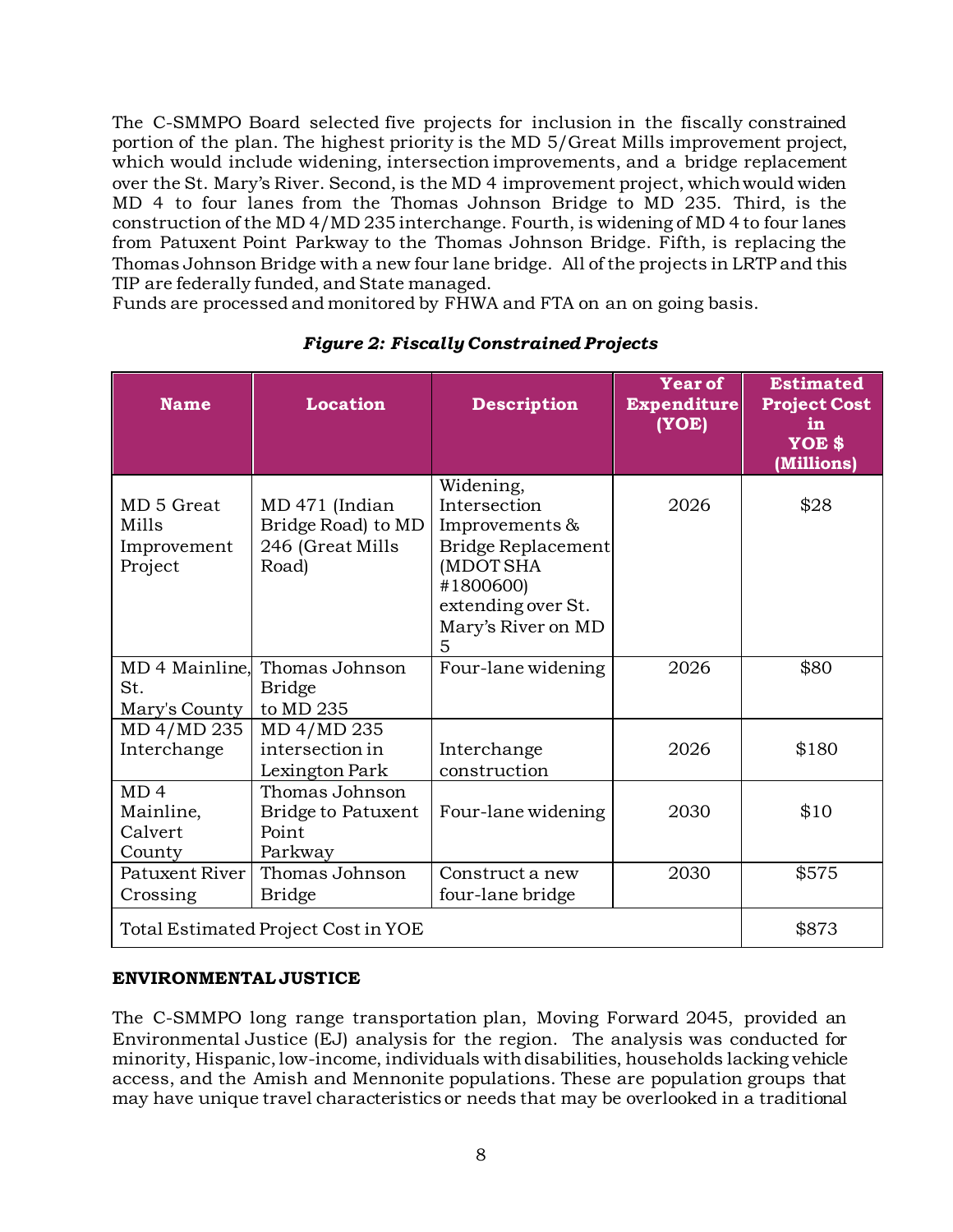The C-SMMPO Board selected five projects for inclusion in the fiscally constrained portion of the plan. The highest priority is the MD 5/Great Mills improvement project, which would include widening, intersection improvements, and a bridge replacement over the St. Mary's River. Second, is the MD 4 improvement project, which would widen MD 4 to four lanes from the Thomas Johnson Bridge to MD 235. Third, is the construction of the MD 4/MD 235 interchange. Fourth, is widening of MD 4 to four lanes from Patuxent Point Parkway to the Thomas Johnson Bridge. Fifth, is replacing the Thomas Johnson Bridge with a new four lane bridge. All of the projects in LRTP and this TIP are federally funded, and State managed.
Funds are processed and monitored by FHWA and FTA on an on going basis.

***Figure 2: Fiscally Constrained Projects***

| Name | Location | Description | Year of Expenditure (YOE) | Estimated Project Cost in YOE $ (Millions) |
|---|---|---|---|---|
| MD 5 Great Mills Improvement Project | MD 471 (Indian Bridge Road) to MD 246 (Great Mills Road) | Widening, Intersection Improvements & Bridge Replacement (MDOT SHA #1800600) extending over St. Mary's River on MD 5 | 2026 | $28 |
| MD 4 Mainline, St. Mary's County | Thomas Johnson Bridge to MD 235 | Four-lane widening | 2026 | $80 |
| MD 4/MD 235 Interchange | MD 4/MD 235 intersection in Lexington Park | Interchange construction | 2026 | $180 |
| MD 4 Mainline, Calvert County | Thomas Johnson Bridge to Patuxent Point Parkway | Four-lane widening | 2030 | $10 |
| Patuxent River Crossing | Thomas Johnson Bridge | Construct a new four-lane bridge | 2030 | $575 |
| Total Estimated Project Cost in YOE | | | | $873 |

**ENVIRONMENTAL JUSTICE**

The C-SMMPO long range transportation plan, Moving Forward 2045, provided an Environmental Justice (EJ) analysis for the region. The analysis was conducted for minority, Hispanic, low-income, individuals with disabilities, households lacking vehicle access, and the Amish and Mennonite populations. These are population groups that may have unique travel characteristics or needs that may be overlooked in a traditional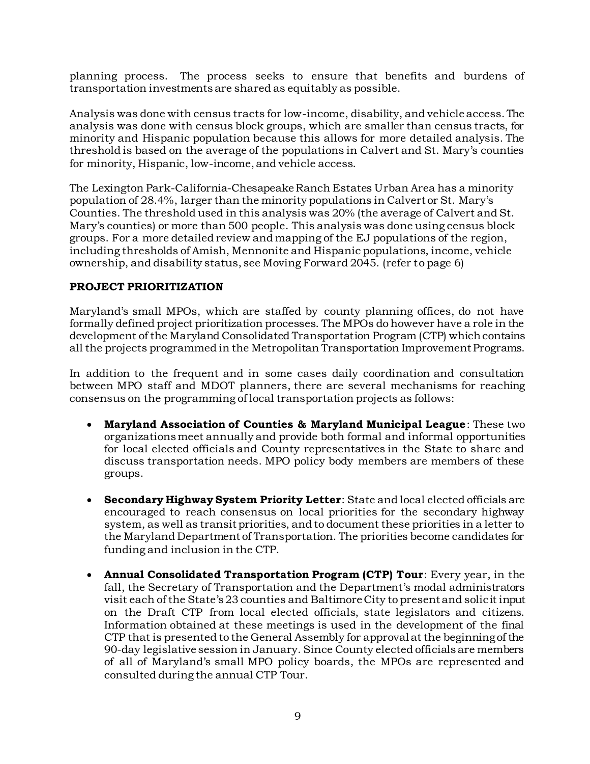planning process. The process seeks to ensure that benefits and burdens of transportation investments are shared as equitably as possible.

Analysis was done with census tracts for low-income, disability, and vehicle access. The analysis was done with census block groups, which are smaller than census tracts, for minority and Hispanic population because this allows for more detailed analysis. The threshold is based on the average of the populations in Calvert and St. Mary's counties for minority, Hispanic, low-income, and vehicle access.

The Lexington Park-California-Chesapeake Ranch Estates Urban Area has a minority population of 28.4%, larger than the minority populations in Calvert or St. Mary's Counties. The threshold used in this analysis was 20% (the average of Calvert and St. Mary's counties) or more than 500 people. This analysis was done using census block groups. For a more detailed review and mapping of the EJ populations of the region, including thresholds of Amish, Mennonite and Hispanic populations, income, vehicle ownership, and disability status, see Moving Forward 2045. (refer to page 6)

## PROJECT PRIORITIZATION

Maryland's small MPOs, which are staffed by county planning offices, do not have formally defined project prioritization processes. The MPOs do however have a role in the development of the Maryland Consolidated Transportation Program (CTP) which contains all the projects programmed in the Metropolitan Transportation Improvement Programs.

In addition to the frequent and in some cases daily coordination and consultation between MPO staff and MDOT planners, there are several mechanisms for reaching consensus on the programming of local transportation projects as follows:

- **Maryland Association of Counties & Maryland Municipal League**: These two organizations meet annually and provide both formal and informal opportunities for local elected officials and County representatives in the State to share and discuss transportation needs. MPO policy body members are members of these groups.

- **Secondary Highway System Priority Letter**: State and local elected officials are encouraged to reach consensus on local priorities for the secondary highway system, as well as transit priorities, and to document these priorities in a letter to the Maryland Department of Transportation. The priorities become candidates for funding and inclusion in the CTP.

- **Annual Consolidated Transportation Program (CTP) Tour**: Every year, in the fall, the Secretary of Transportation and the Department's modal administrators visit each of the State's 23 counties and Baltimore City to present and solicit input on the Draft CTP from local elected officials, state legislators and citizens. Information obtained at these meetings is used in the development of the final CTP that is presented to the General Assembly for approval at the beginning of the 90-day legislative session in January. Since County elected officials are members of all of Maryland's small MPO policy boards, the MPOs are represented and consulted during the annual CTP Tour.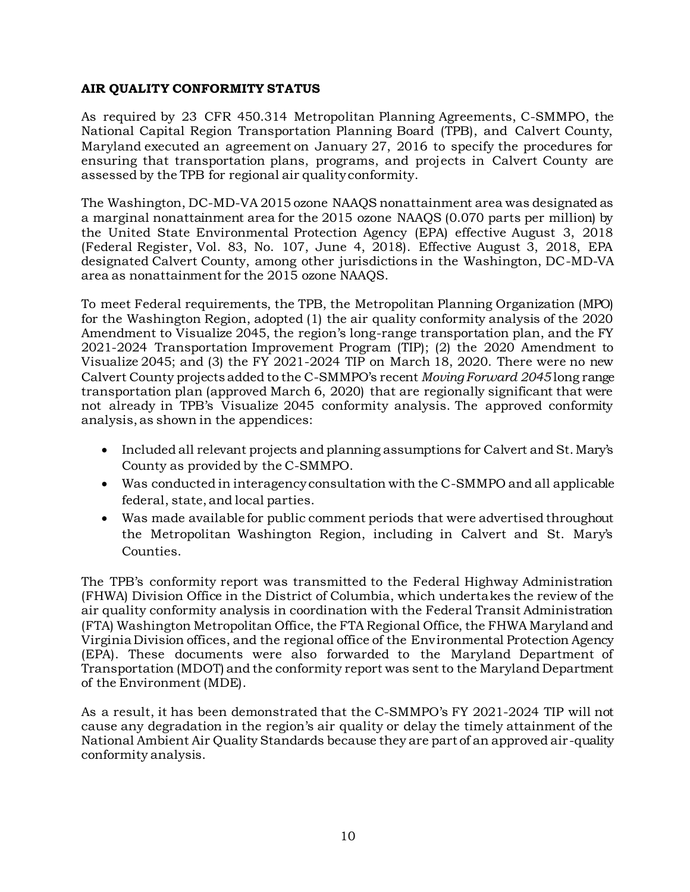## AIR QUALITY CONFORMITY STATUS

As required by 23 CFR 450.314 Metropolitan Planning Agreements, C-SMMPO, the National Capital Region Transportation Planning Board (TPB), and Calvert County, Maryland executed an agreement on January 27, 2016 to specify the procedures for ensuring that transportation plans, programs, and projects in Calvert County are assessed by the TPB for regional air quality conformity.

The Washington, DC-MD-VA 2015 ozone NAAQS nonattainment area was designated as a marginal nonattainment area for the 2015 ozone NAAQS (0.070 parts per million) by the United State Environmental Protection Agency (EPA) effective August 3, 2018 (Federal Register, Vol. 83, No. 107, June 4, 2018). Effective August 3, 2018, EPA designated Calvert County, among other jurisdictions in the Washington, DC-MD-VA area as nonattainment for the 2015 ozone NAAQS.

To meet Federal requirements, the TPB, the Metropolitan Planning Organization (MPO) for the Washington Region, adopted (1) the air quality conformity analysis of the 2020 Amendment to Visualize 2045, the region's long-range transportation plan, and the FY 2021-2024 Transportation Improvement Program (TIP); (2) the 2020 Amendment to Visualize 2045; and (3) the FY 2021-2024 TIP on March 18, 2020. There were no new Calvert County projects added to the C-SMMPO's recent *Moving Forward 2045* long range transportation plan (approved March 6, 2020) that are regionally significant that were not already in TPB's Visualize 2045 conformity analysis. The approved conformity analysis, as shown in the appendices:

- Included all relevant projects and planning assumptions for Calvert and St. Mary's County as provided by the C-SMMPO.
- Was conducted in interagency consultation with the C-SMMPO and all applicable federal, state, and local parties.
- Was made available for public comment periods that were advertised throughout the Metropolitan Washington Region, including in Calvert and St. Mary's Counties.

The TPB's conformity report was transmitted to the Federal Highway Administration (FHWA) Division Office in the District of Columbia, which undertakes the review of the air quality conformity analysis in coordination with the Federal Transit Administration (FTA) Washington Metropolitan Office, the FTA Regional Office, the FHWA Maryland and Virginia Division offices, and the regional office of the Environmental Protection Agency (EPA). These documents were also forwarded to the Maryland Department of Transportation (MDOT) and the conformity report was sent to the Maryland Department of the Environment (MDE).

As a result, it has been demonstrated that the C-SMMPO's FY 2021-2024 TIP will not cause any degradation in the region's air quality or delay the timely attainment of the National Ambient Air Quality Standards because they are part of an approved air-quality conformity analysis.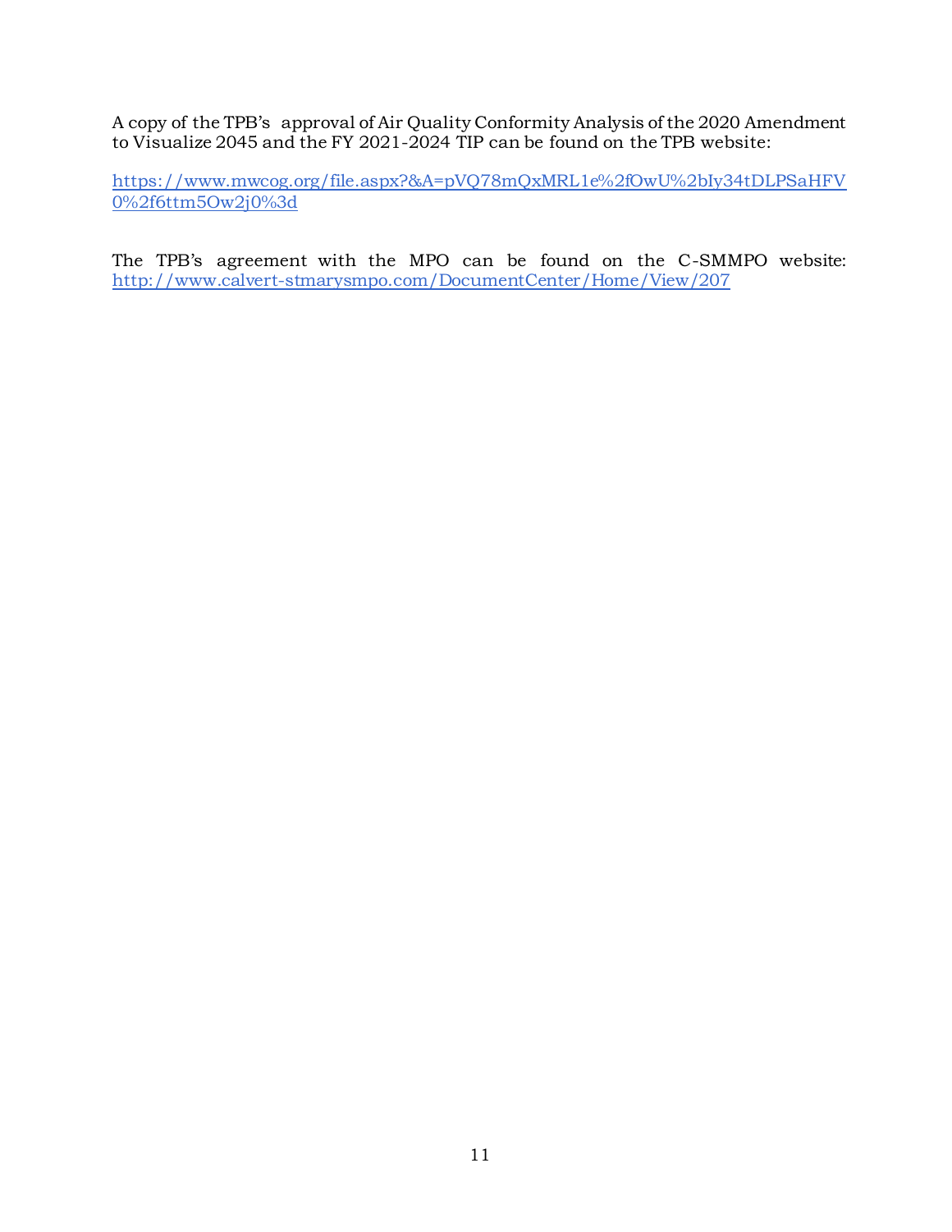A copy of the TPB's approval of Air Quality Conformity Analysis of the 2020 Amendment to Visualize 2045 and the FY 2021-2024 TIP can be found on the TPB website:

https://www.mwcog.org/file.aspx?&A=pVQ78mQxMRL1e%2fOwU%2bIy34tDLPSaHFV0%2f6ttm5Ow2j0%3d

The TPB's agreement with the MPO can be found on the C-SMMPO website: http://www.calvert-stmarysmpo.com/DocumentCenter/Home/View/207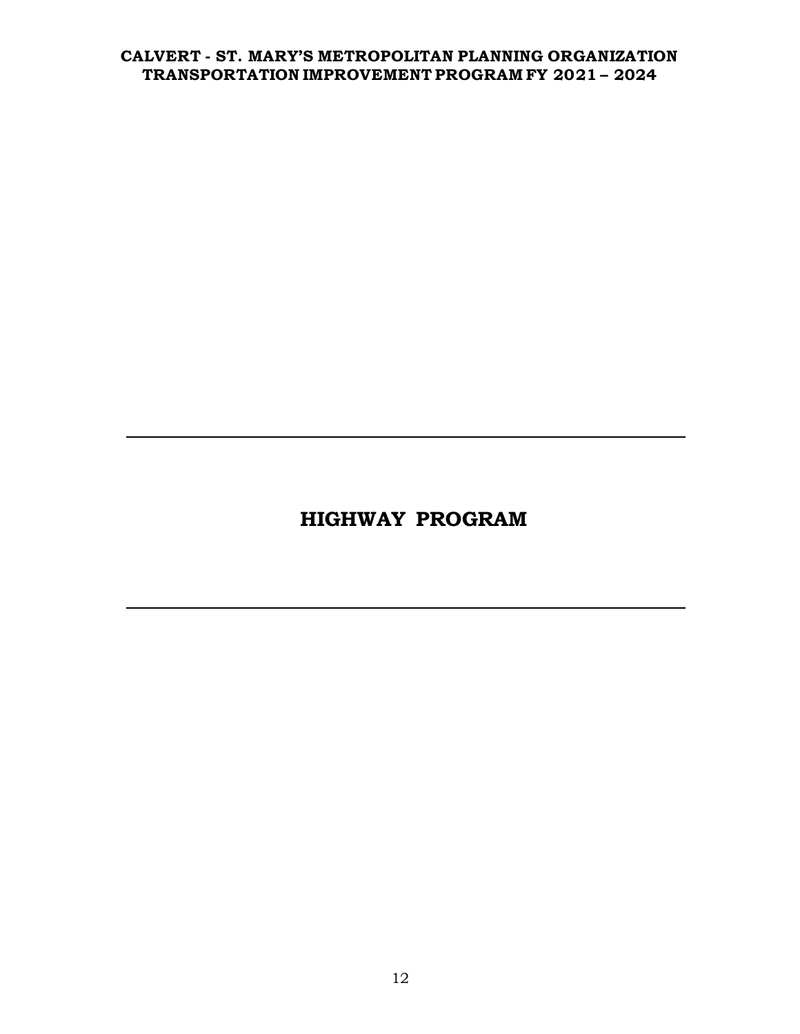# HIGHWAY PROGRAM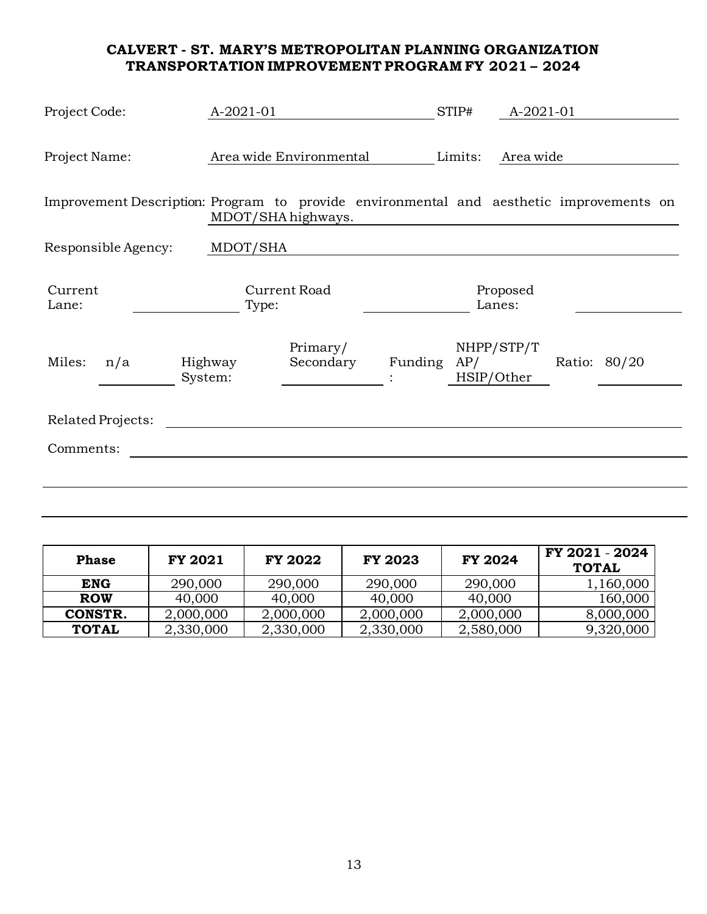**CALVERT - ST. MARY'S METROPOLITAN PLANNING ORGANIZATION**
**TRANSPORTATION IMPROVEMENT PROGRAM FY 2021 – 2024**

Project Code: A-2021-01 STIP# A-2021-01

Project Name: Area wide Environmental Limits: Area wide

Improvement Description: Program to provide environmental and aesthetic improvements on MDOT/SHA highways.

Responsible Agency: MDOT/SHA

Current Lane: Current Road Type: Proposed Lanes:

Miles: n/a Highway System: Primary/ Secondary Funding: NHPP/STP/TAP/ HSIP/Other Ratio: 80/20

Related Projects:

Comments:

| Phase | FY 2021 | FY 2022 | FY 2023 | FY 2024 | FY 2021 - 2024 TOTAL |
|---|---|---|---|---|---|
| **ENG** | 290,000 | 290,000 | 290,000 | 290,000 | 1,160,000 |
| **ROW** | 40,000 | 40,000 | 40,000 | 40,000 | 160,000 |
| **CONSTR.** | 2,000,000 | 2,000,000 | 2,000,000 | 2,000,000 | 8,000,000 |
| **TOTAL** | 2,330,000 | 2,330,000 | 2,330,000 | 2,580,000 | 9,320,000 |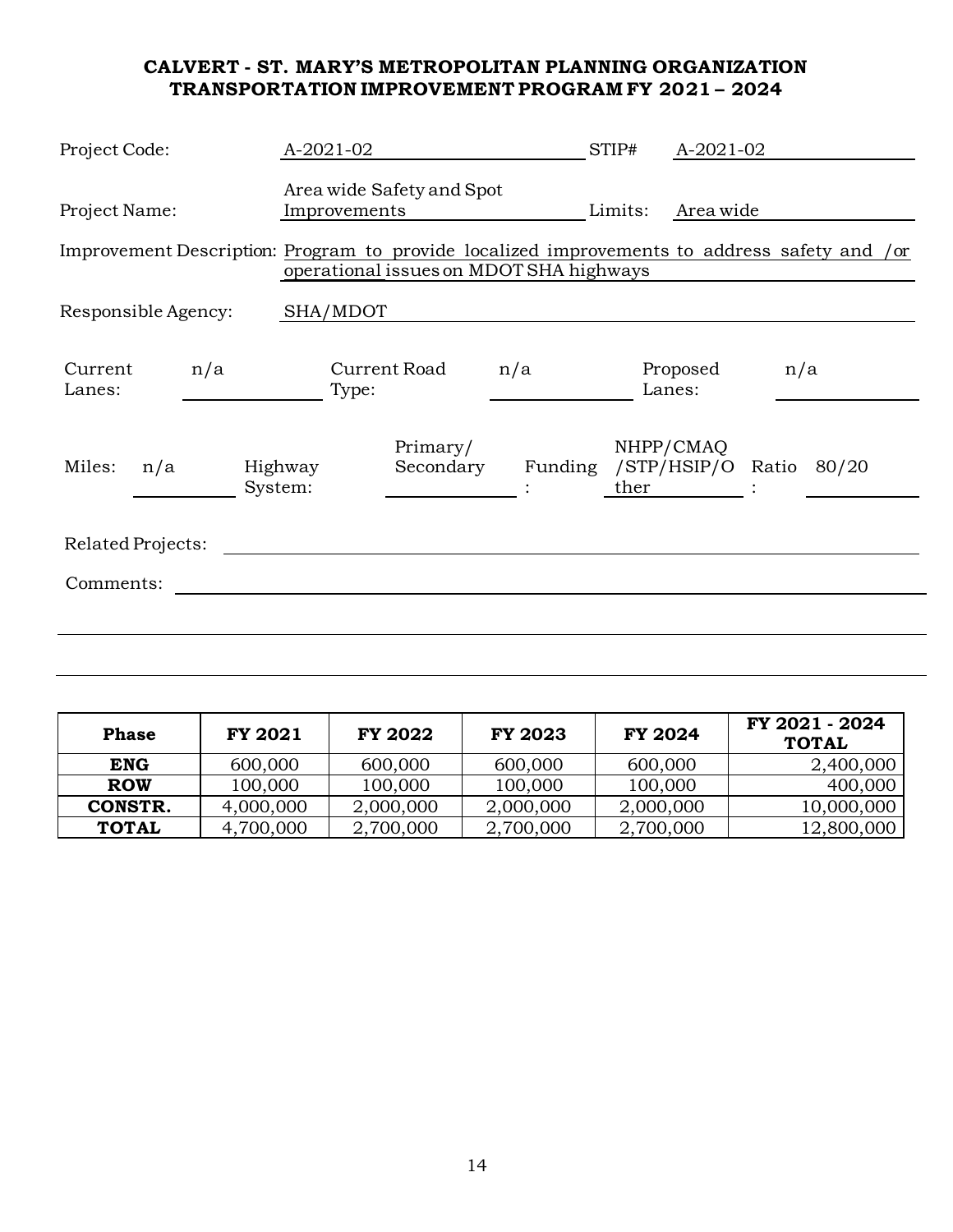# CALVERT - ST. MARY'S METROPOLITAN PLANNING ORGANIZATION
## TRANSPORTATION IMPROVEMENT PROGRAM FY 2021 – 2024

Project Code: A-2021-02 STIP# A-2021-02

Project Name: Area wide Safety and Spot Improvements Limits: Area wide

Improvement Description: Program to provide localized improvements to address safety and /or operational issues on MDOT SHA highways

Responsible Agency: SHA/MDOT

Current Lanes: n/a Current Road Type: n/a Proposed Lanes: n/a

Miles: n/a Highway System: Primary/ Secondary Funding: NHPP/CMAQ /STP/HSIP/Other Ratio: 80/20

Related Projects:

Comments:

| Phase | FY 2021 | FY 2022 | FY 2023 | FY 2024 | FY 2021 - 2024 TOTAL |
|---|---|---|---|---|---|
| **ENG** | 600,000 | 600,000 | 600,000 | 600,000 | 2,400,000 |
| **ROW** | 100,000 | 100,000 | 100,000 | 100,000 | 400,000 |
| **CONSTR.** | 4,000,000 | 2,000,000 | 2,000,000 | 2,000,000 | 10,000,000 |
| **TOTAL** | 4,700,000 | 2,700,000 | 2,700,000 | 2,700,000 | 12,800,000 |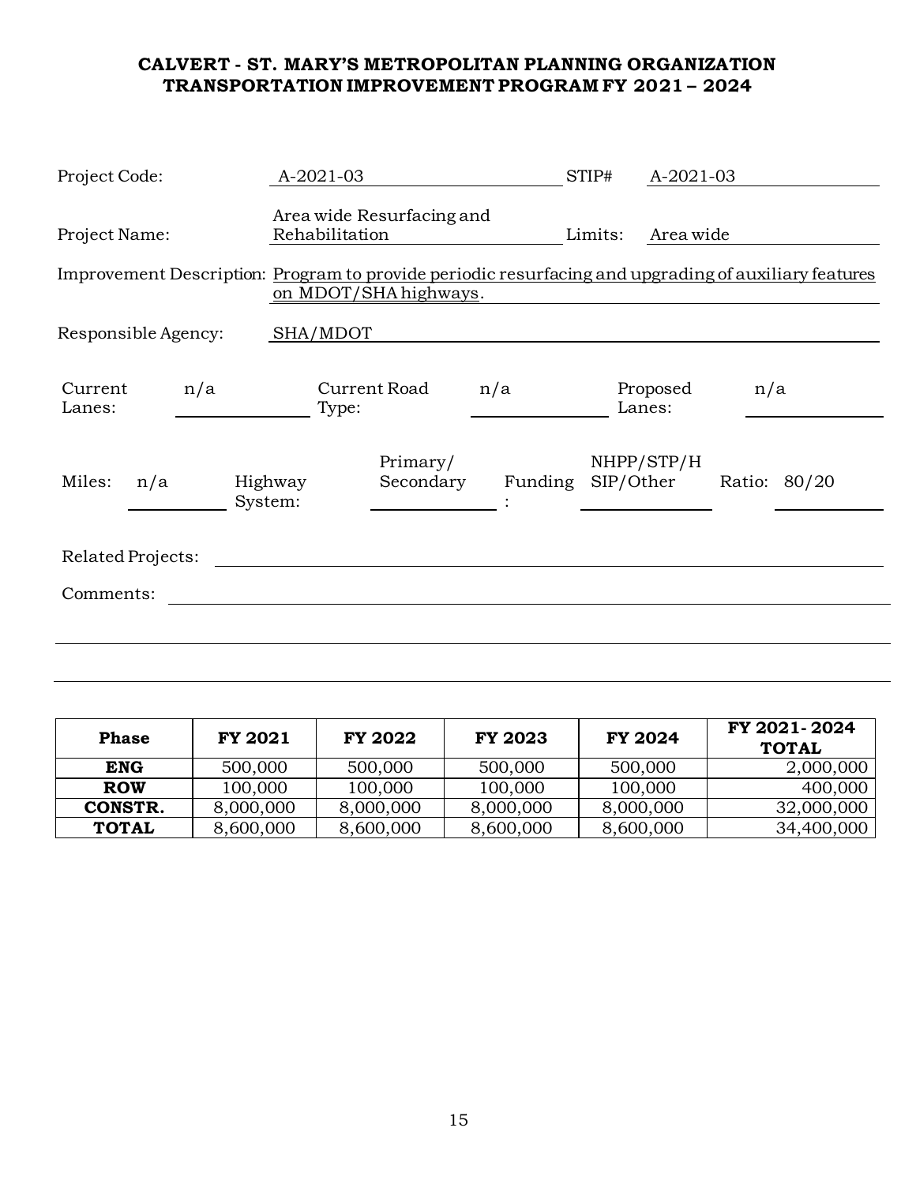# CALVERT - ST. MARY'S METROPOLITAN PLANNING ORGANIZATION
# TRANSPORTATION IMPROVEMENT PROGRAM FY 2021 – 2024

Project Code: A-2021-03 STIP# A-2021-03

Project Name: Area wide Resurfacing and Rehabilitation Limits: Area wide

Improvement Description: Program to provide periodic resurfacing and upgrading of auxiliary features on MDOT/SHA highways.

Responsible Agency: SHA/MDOT

Current Lanes: n/a Current Road Type: n/a Proposed Lanes: n/a

Miles: n/a Highway System: Primary/ Secondary Funding: NHPP/STP/HSIP/Other Ratio: 80/20

Related Projects:

Comments:

| Phase | FY 2021 | FY 2022 | FY 2023 | FY 2024 | FY 2021-2024 TOTAL |
|---|---|---|---|---|---|
| **ENG** | 500,000 | 500,000 | 500,000 | 500,000 | 2,000,000 |
| **ROW** | 100,000 | 100,000 | 100,000 | 100,000 | 400,000 |
| **CONSTR.** | 8,000,000 | 8,000,000 | 8,000,000 | 8,000,000 | 32,000,000 |
| **TOTAL** | 8,600,000 | 8,600,000 | 8,600,000 | 8,600,000 | 34,400,000 |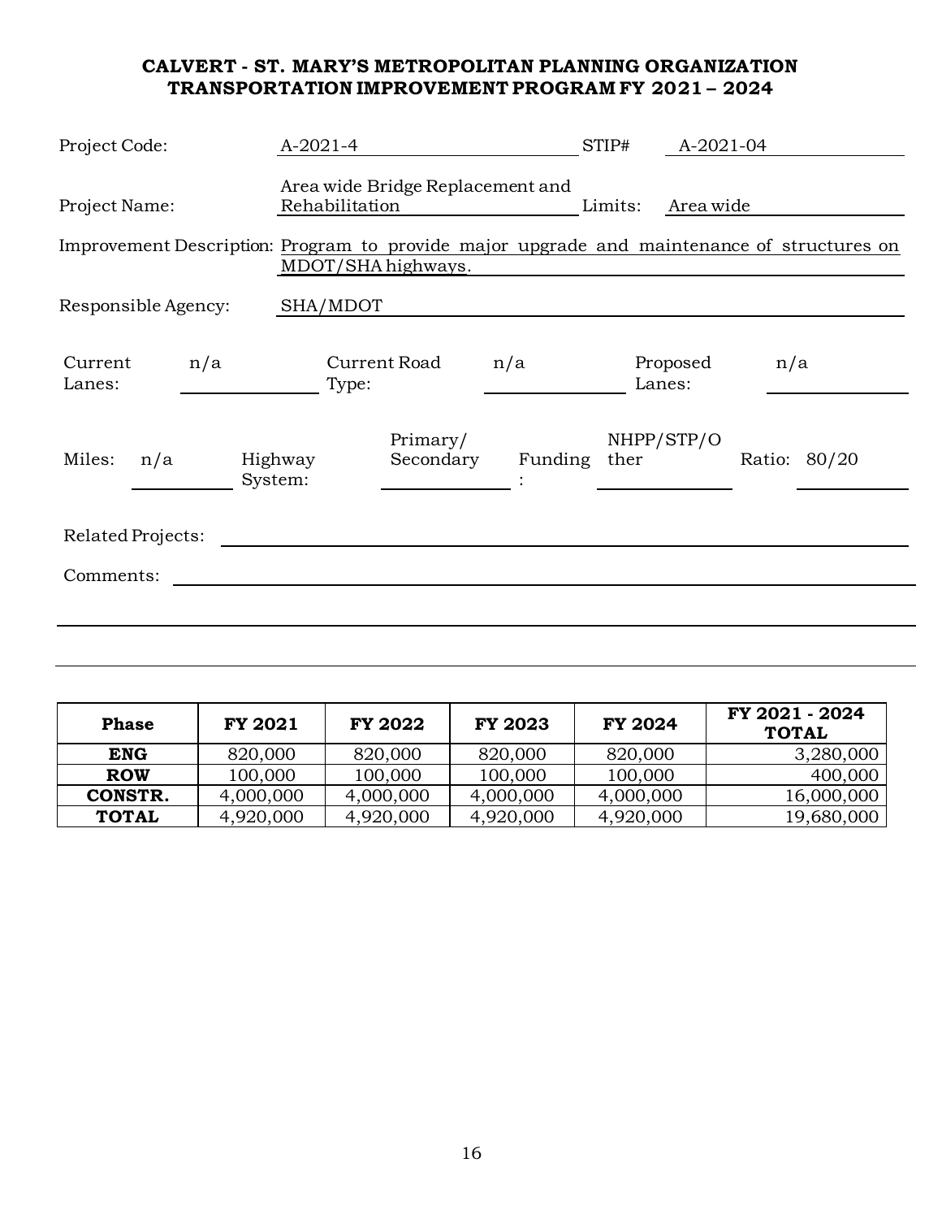# CALVERT - ST. MARY'S METROPOLITAN PLANNING ORGANIZATION
## TRANSPORTATION IMPROVEMENT PROGRAM FY 2021 – 2024

Project Code: A-2021-4 STIP# A-2021-04

Project Name: Area wide Bridge Replacement and Rehabilitation Limits: Area wide

Improvement Description: Program to provide major upgrade and maintenance of structures on MDOT/SHA highways.

Responsible Agency: SHA/MDOT

Current Lanes: n/a Current Road Type: n/a Proposed Lanes: n/a

Miles: n/a Highway System: Primary/ Secondary Funding: NHPP/STP/Other Ratio: 80/20

Related Projects:

Comments:

| Phase | FY 2021 | FY 2022 | FY 2023 | FY 2024 | FY 2021 - 2024 TOTAL |
|---|---|---|---|---|---|
| **ENG** | 820,000 | 820,000 | 820,000 | 820,000 | 3,280,000 |
| **ROW** | 100,000 | 100,000 | 100,000 | 100,000 | 400,000 |
| **CONSTR.** | 4,000,000 | 4,000,000 | 4,000,000 | 4,000,000 | 16,000,000 |
| **TOTAL** | 4,920,000 | 4,920,000 | 4,920,000 | 4,920,000 | 19,680,000 |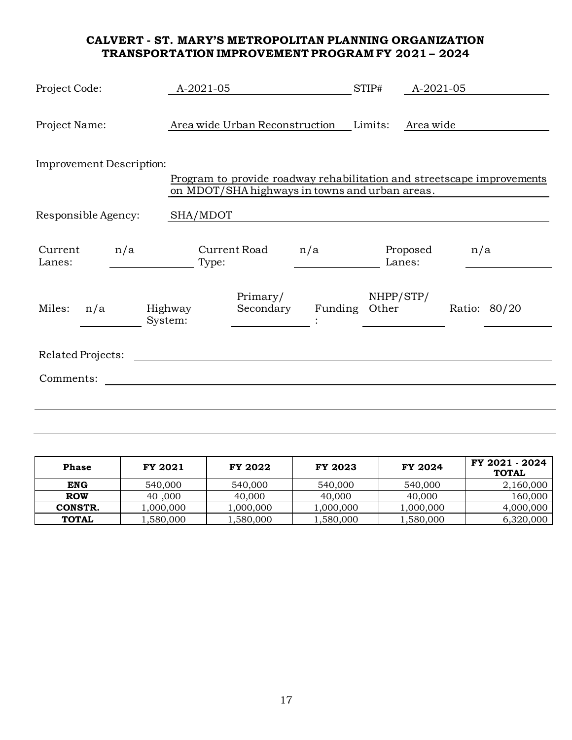**CALVERT - ST. MARY'S METROPOLITAN PLANNING ORGANIZATION**
**TRANSPORTATION IMPROVEMENT PROGRAM FY 2021 – 2024**

Project Code: A-2021-05 STIP# A-2021-05

Project Name: Area wide Urban Reconstruction Limits: Area wide

Improvement Description:

Program to provide roadway rehabilitation and streetscape improvements on MDOT/SHA highways in towns and urban areas.

Responsible Agency: SHA/MDOT

Current Lanes: n/a Current Road Type: n/a Proposed Lanes: n/a

Miles: n/a Highway System: Primary/ Secondary Funding: NHPP/STP/ Other Ratio: 80/20

Related Projects:

Comments:

| Phase | FY 2021 | FY 2022 | FY 2023 | FY 2024 | FY 2021 - 2024 TOTAL |
|---|---|---|---|---|---|
| ENG | 540,000 | 540,000 | 540,000 | 540,000 | 2,160,000 |
| ROW | 40 ,000 | 40,000 | 40,000 | 40,000 | 160,000 |
| CONSTR. | 1,000,000 | 1,000,000 | 1,000,000 | 1,000,000 | 4,000,000 |
| TOTAL | 1,580,000 | 1,580,000 | 1,580,000 | 1,580,000 | 6,320,000 |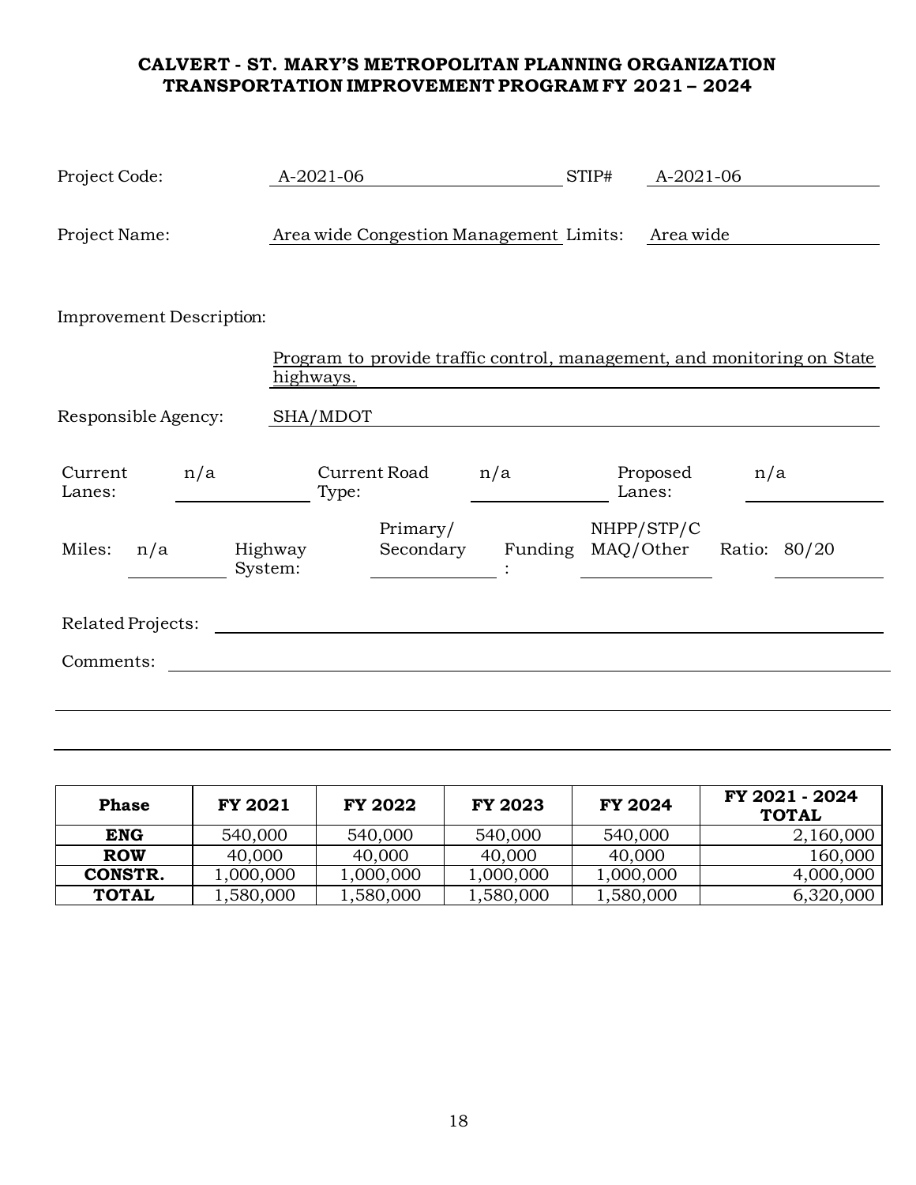**CALVERT - ST. MARY'S METROPOLITAN PLANNING ORGANIZATION**
**TRANSPORTATION IMPROVEMENT PROGRAM FY 2021 – 2024**

Project Code: A-2021-06 STIP# A-2021-06

Project Name: Area wide Congestion Management Limits: Area wide

Improvement Description:

Program to provide traffic control, management, and monitoring on State highways.

Responsible Agency: SHA/MDOT

Current Lanes: n/a Current Road Type: n/a Proposed Lanes: n/a

Miles: n/a Highway System: Primary/ Secondary Funding: NHPP/STP/CMAQ/Other Ratio: 80/20

Related Projects:

Comments:

| Phase | FY 2021 | FY 2022 | FY 2023 | FY 2024 | FY 2021 - 2024 TOTAL |
|---|---|---|---|---|---|
| **ENG** | 540,000 | 540,000 | 540,000 | 540,000 | 2,160,000 |
| **ROW** | 40,000 | 40,000 | 40,000 | 40,000 | 160,000 |
| **CONSTR.** | 1,000,000 | 1,000,000 | 1,000,000 | 1,000,000 | 4,000,000 |
| **TOTAL** | 1,580,000 | 1,580,000 | 1,580,000 | 1,580,000 | 6,320,000 |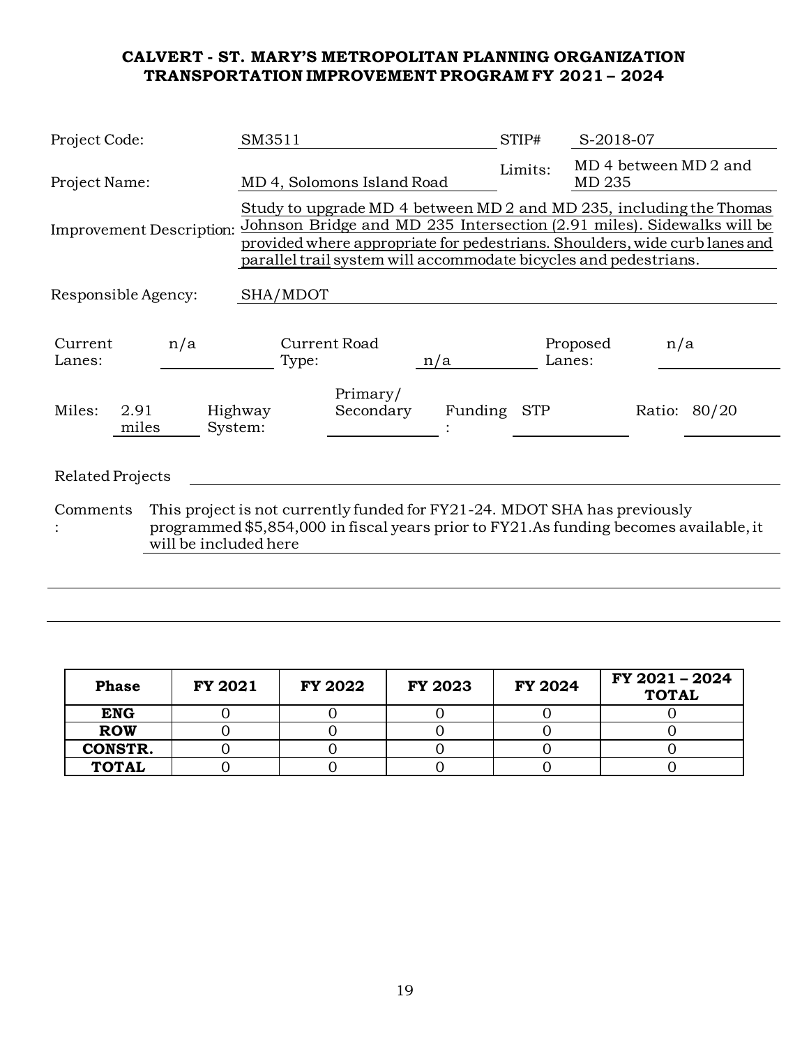**CALVERT - ST. MARY'S METROPOLITAN PLANNING ORGANIZATION**
**TRANSPORTATION IMPROVEMENT PROGRAM FY 2021 – 2024**

Project Code: SM3511

STIP# S-2018-07

Project Name: MD 4, Solomons Island Road

Limits: MD 4 between MD 2 and MD 235

Improvement Description: Study to upgrade MD 4 between MD 2 and MD 235, including the Thomas Johnson Bridge and MD 235 Intersection (2.91 miles). Sidewalks will be provided where appropriate for pedestrians. Shoulders, wide curb lanes and parallel trail system will accommodate bicycles and pedestrians.

Responsible Agency: SHA/MDOT

Current Lanes: n/a

Current Road Type: n/a

Proposed Lanes: n/a

Miles: 2.91 miles

Highway System: Primary/ Secondary

Funding: STP

Ratio: 80/20

Related Projects

Comments: This project is not currently funded for FY21-24. MDOT SHA has previously programmed $5,854,000 in fiscal years prior to FY21.As funding becomes available, it will be included here

| Phase | FY 2021 | FY 2022 | FY 2023 | FY 2024 | FY 2021 – 2024 TOTAL |
|---|---|---|---|---|---|
| ENG | 0 | 0 | 0 | 0 | 0 |
| ROW | 0 | 0 | 0 | 0 | 0 |
| CONSTR. | 0 | 0 | 0 | 0 | 0 |
| TOTAL | 0 | 0 | 0 | 0 | 0 |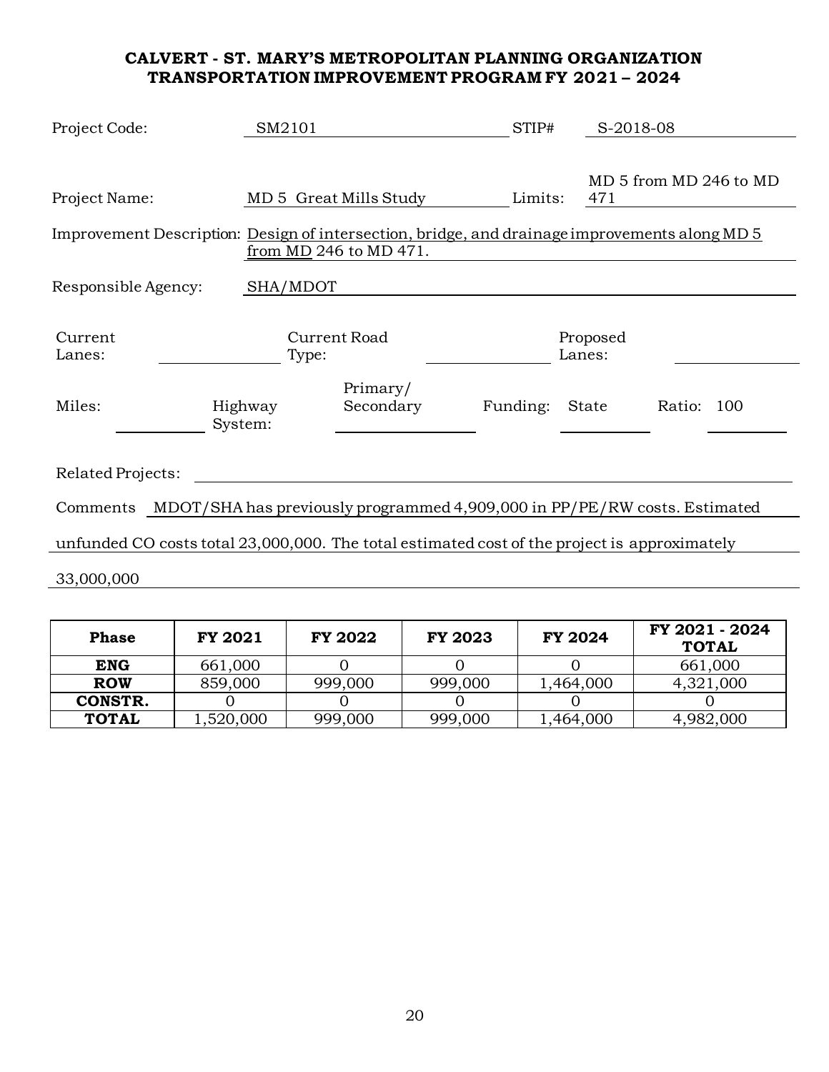# CALVERT - ST. MARY'S METROPOLITAN PLANNING ORGANIZATION
# TRANSPORTATION IMPROVEMENT PROGRAM FY 2021 – 2024

Project Code: SM2101 STIP# S-2018-08

Project Name: MD 5 Great Mills Study Limits: MD 5 from MD 246 to MD 471

Improvement Description: Design of intersection, bridge, and drainage improvements along MD 5 from MD 246 to MD 471.

Responsible Agency: SHA/MDOT

Current Lanes: Current Road Type: Proposed Lanes:

Miles: Highway System: Primary/ Secondary Funding: State Ratio: 100

Related Projects:

Comments MDOT/SHA has previously programmed 4,909,000 in PP/PE/RW costs. Estimated unfunded CO costs total 23,000,000. The total estimated cost of the project is approximately 33,000,000

| Phase | FY 2021 | FY 2022 | FY 2023 | FY 2024 | FY 2021 - 2024 TOTAL |
|---|---|---|---|---|---|
| **ENG** | 661,000 | 0 | 0 | 0 | 661,000 |
| **ROW** | 859,000 | 999,000 | 999,000 | 1,464,000 | 4,321,000 |
| **CONSTR.** | 0 | 0 | 0 | 0 | 0 |
| **TOTAL** | 1,520,000 | 999,000 | 999,000 | 1,464,000 | 4,982,000 |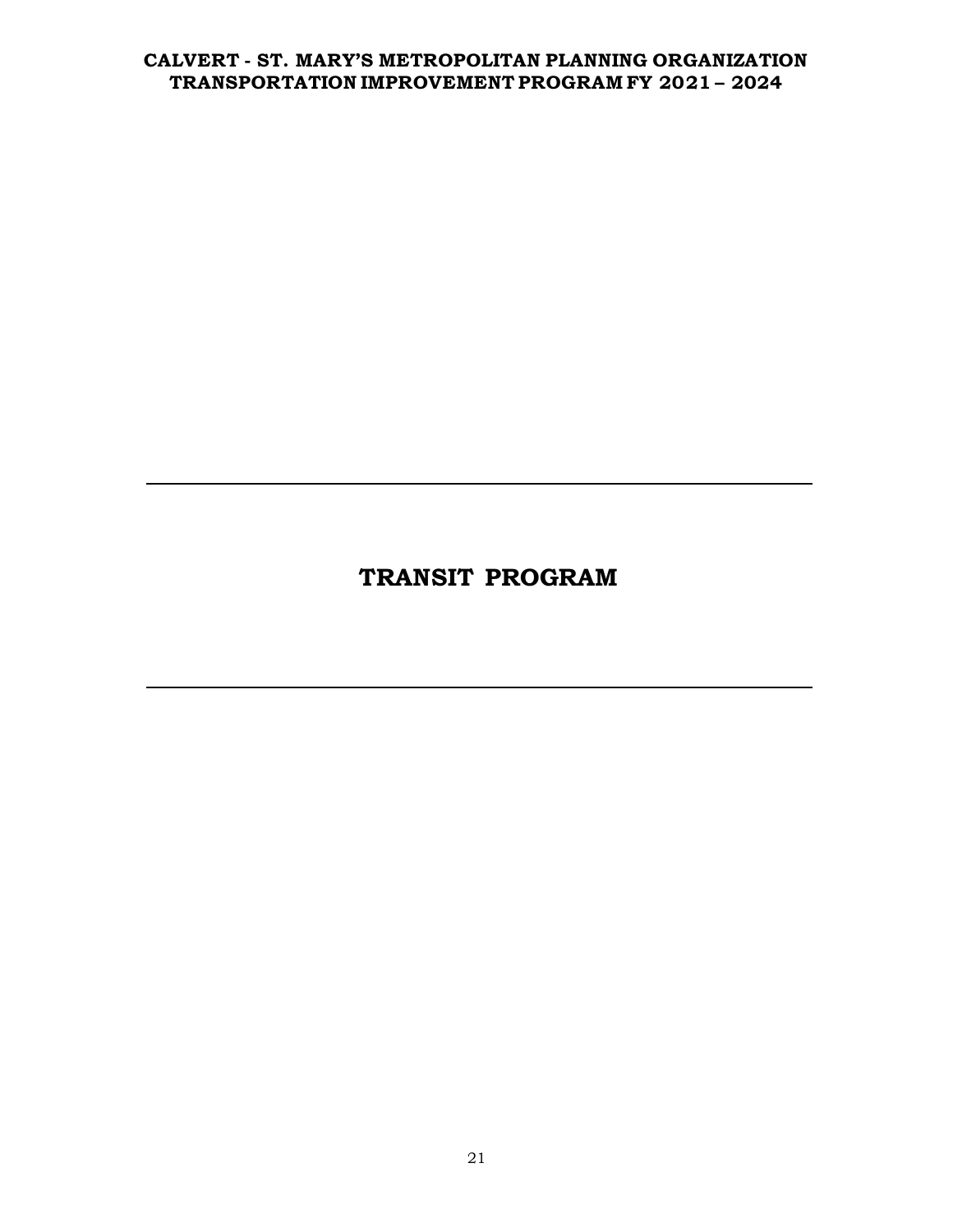# TRANSIT PROGRAM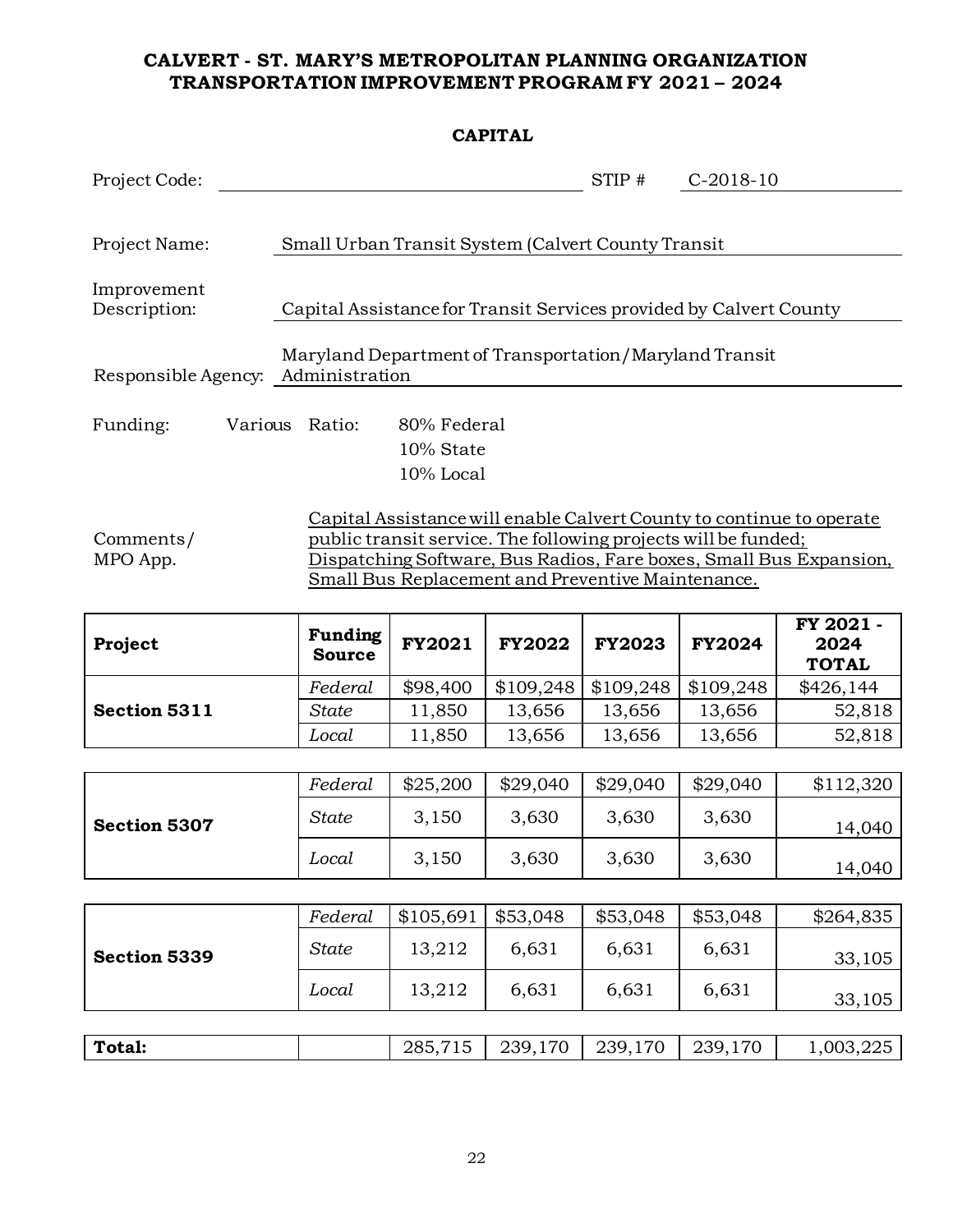# CALVERT - ST. MARY'S METROPOLITAN PLANNING ORGANIZATION
# TRANSPORTATION IMPROVEMENT PROGRAM FY 2021 – 2024

## CAPITAL

Project Code: STIP # C-2018-10

Project Name: Small Urban Transit System (Calvert County Transit

Improvement Description: Capital Assistance for Transit Services provided by Calvert County

Responsible Agency: Maryland Department of Transportation/Maryland Transit Administration

Funding: Various Ratio: 80% Federal
10% State
10% Local

Comments/ MPO App.: Capital Assistance will enable Calvert County to continue to operate public transit service. The following projects will be funded; Dispatching Software, Bus Radios, Fare boxes, Small Bus Expansion, Small Bus Replacement and Preventive Maintenance.

| Project | Funding Source | FY2021 | FY2022 | FY2023 | FY2024 | FY 2021 - 2024 TOTAL |
|---|---|---|---|---|---|---|
| **Section 5311** | *Federal* | $98,400 | $109,248 | $109,248 | $109,248 | $426,144 |
| | *State* | 11,850 | 13,656 | 13,656 | 13,656 | 52,818 |
| | *Local* | 11,850 | 13,656 | 13,656 | 13,656 | 52,818 |
| **Section 5307** | *Federal* | $25,200 | $29,040 | $29,040 | $29,040 | $112,320 |
| | *State* | 3,150 | 3,630 | 3,630 | 3,630 | 14,040 |
| | *Local* | 3,150 | 3,630 | 3,630 | 3,630 | 14,040 |
| **Section 5339** | *Federal* | $105,691 | $53,048 | $53,048 | $53,048 | $264,835 |
| | *State* | 13,212 | 6,631 | 6,631 | 6,631 | 33,105 |
| | *Local* | 13,212 | 6,631 | 6,631 | 6,631 | 33,105 |
| **Total:** | | 285,715 | 239,170 | 239,170 | 239,170 | 1,003,225 |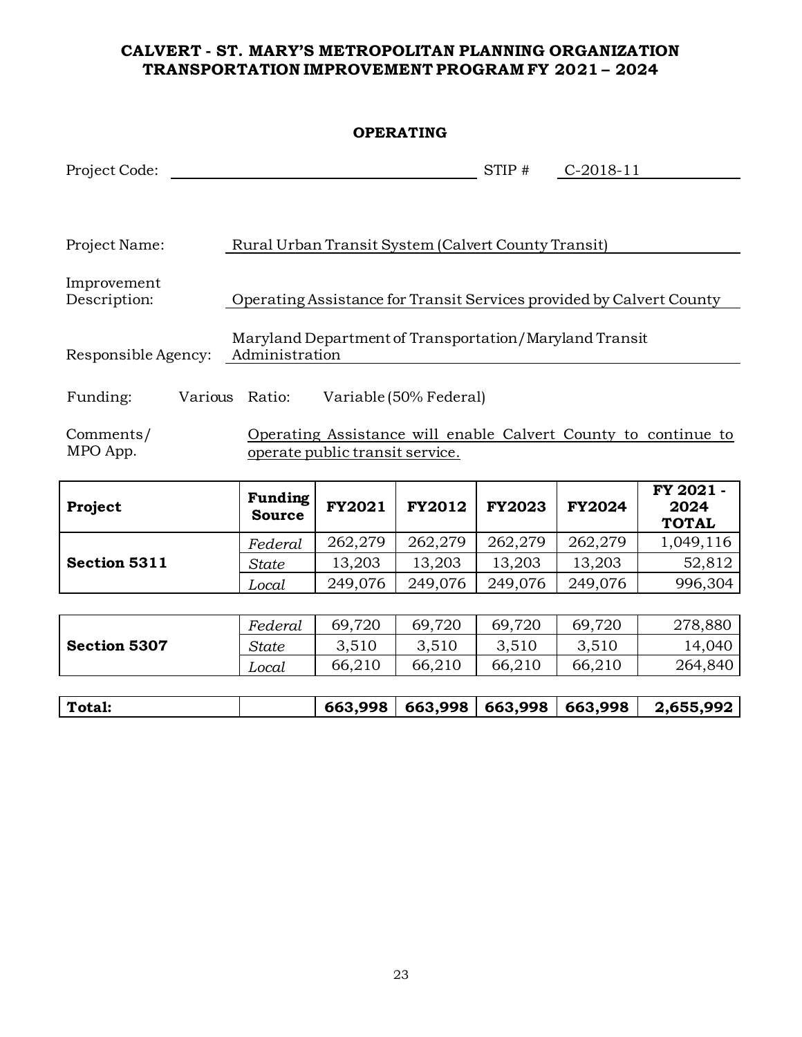# CALVERT - ST. MARY'S METROPOLITAN PLANNING ORGANIZATION
# TRANSPORTATION IMPROVEMENT PROGRAM FY 2021 – 2024

## OPERATING

Project Code: STIP # C-2018-11

Project Name: Rural Urban Transit System (Calvert County Transit)

Improvement Description: Operating Assistance for Transit Services provided by Calvert County

Responsible Agency: Maryland Department of Transportation/Maryland Transit Administration

Funding: Various Ratio: Variable (50% Federal)

Comments/ MPO App.: Operating Assistance will enable Calvert County to continue to operate public transit service.

| Project | Funding Source | FY2021 | FY2012 | FY2023 | FY2024 | FY 2021 - 2024 TOTAL |
|---|---|---|---|---|---|---|
| **Section 5311** | *Federal* | 262,279 | 262,279 | 262,279 | 262,279 | 1,049,116 |
| | *State* | 13,203 | 13,203 | 13,203 | 13,203 | 52,812 |
| | *Local* | 249,076 | 249,076 | 249,076 | 249,076 | 996,304 |
| **Section 5307** | *Federal* | 69,720 | 69,720 | 69,720 | 69,720 | 278,880 |
| | *State* | 3,510 | 3,510 | 3,510 | 3,510 | 14,040 |
| | *Local* | 66,210 | 66,210 | 66,210 | 66,210 | 264,840 |
| **Total:** | | **663,998** | **663,998** | **663,998** | **663,998** | **2,655,992** |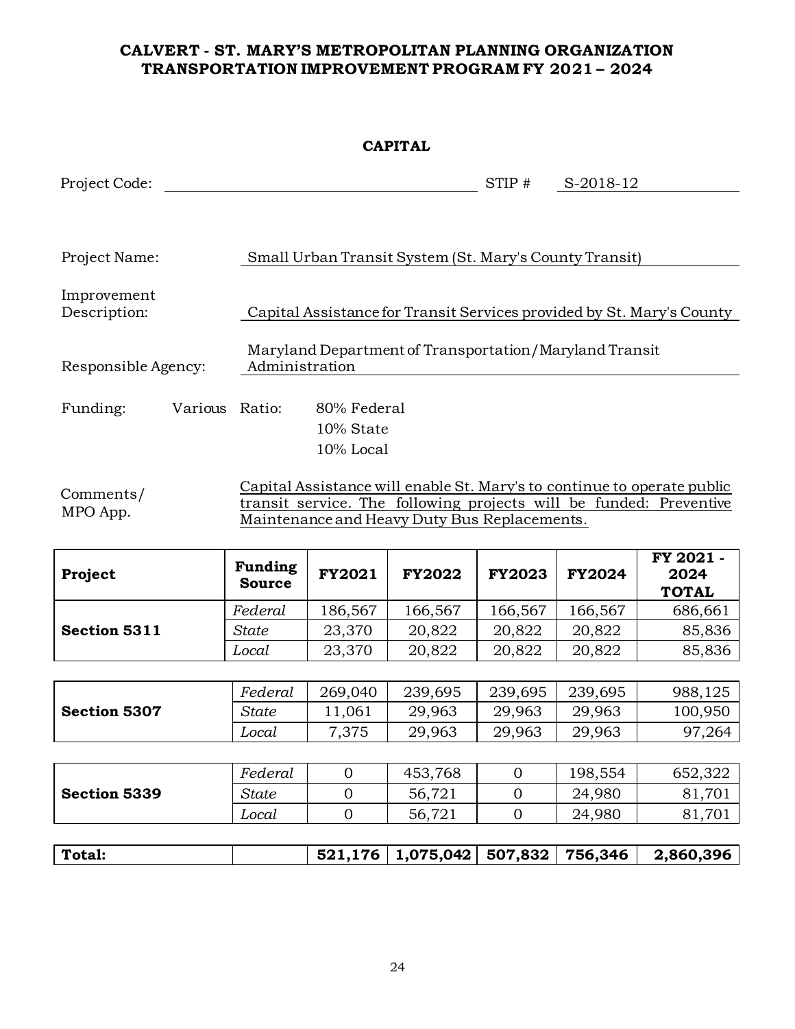# CALVERT - ST. MARY'S METROPOLITAN PLANNING ORGANIZATION
# TRANSPORTATION IMPROVEMENT PROGRAM FY 2021 – 2024

## CAPITAL

Project Code: STIP # S-2018-12

Project Name: Small Urban Transit System (St. Mary's County Transit)

Improvement Description: Capital Assistance for Transit Services provided by St. Mary's County

Responsible Agency: Maryland Department of Transportation/Maryland Transit Administration

Funding: Various Ratio: 80% Federal
10% State
10% Local

Comments/ MPO App.: Capital Assistance will enable St. Mary's to continue to operate public transit service. The following projects will be funded: Preventive Maintenance and Heavy Duty Bus Replacements.

| Project | Funding Source | FY2021 | FY2022 | FY2023 | FY2024 | FY 2021 - 2024 TOTAL |
|---|---|---|---|---|---|---|
| **Section 5311** | *Federal* | 186,567 | 166,567 | 166,567 | 166,567 | 686,661 |
| | *State* | 23,370 | 20,822 | 20,822 | 20,822 | 85,836 |
| | *Local* | 23,370 | 20,822 | 20,822 | 20,822 | 85,836 |
| **Section 5307** | *Federal* | 269,040 | 239,695 | 239,695 | 239,695 | 988,125 |
| | *State* | 11,061 | 29,963 | 29,963 | 29,963 | 100,950 |
| | *Local* | 7,375 | 29,963 | 29,963 | 29,963 | 97,264 |
| **Section 5339** | *Federal* | 0 | 453,768 | 0 | 198,554 | 652,322 |
| | *State* | 0 | 56,721 | 0 | 24,980 | 81,701 |
| | *Local* | 0 | 56,721 | 0 | 24,980 | 81,701 |
| **Total:** | | **521,176** | **1,075,042** | **507,832** | **756,346** | **2,860,396** |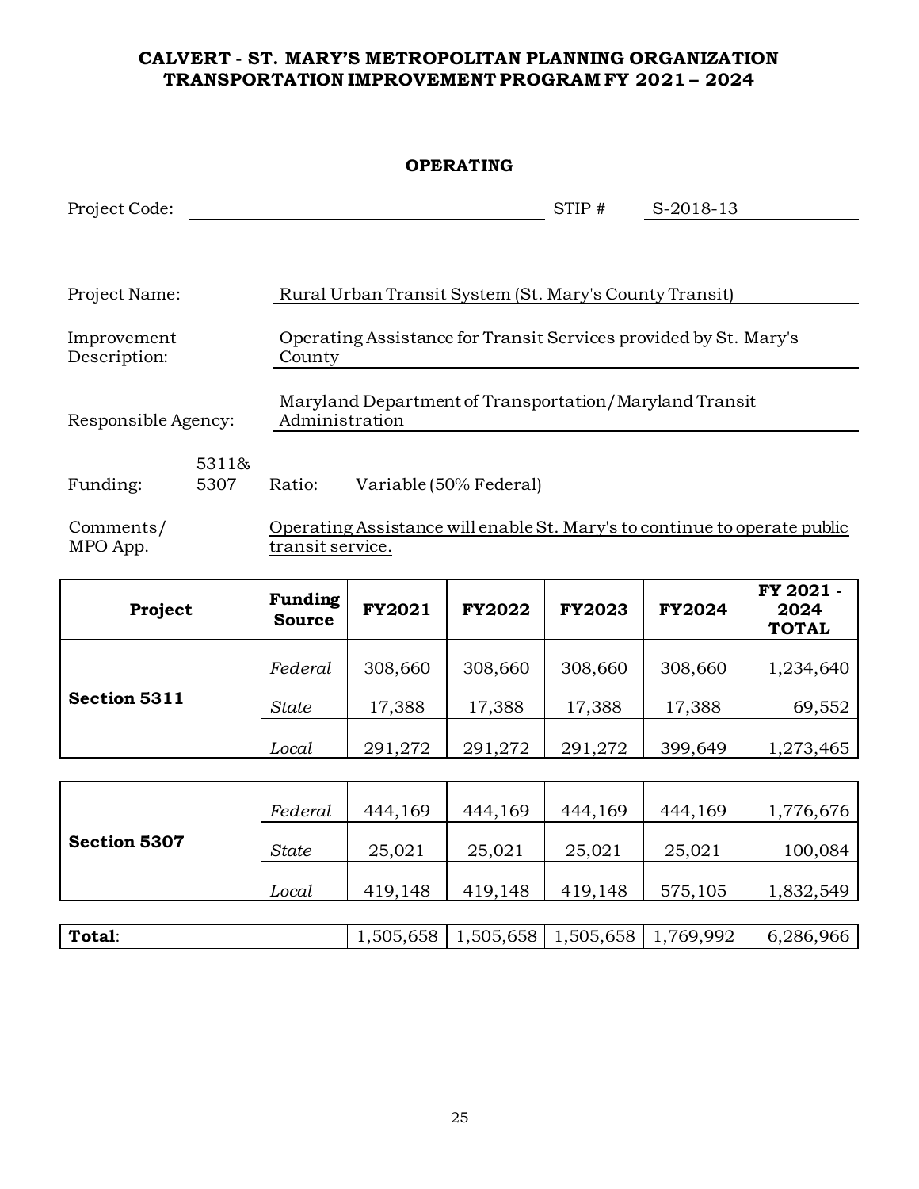# CALVERT - ST. MARY'S METROPOLITAN PLANNING ORGANIZATION
# TRANSPORTATION IMPROVEMENT PROGRAM FY 2021 – 2024

## OPERATING

Project Code: ______________________ STIP # S-2018-13

Project Name: Rural Urban Transit System (St. Mary's County Transit)

Improvement Description: Operating Assistance for Transit Services provided by St. Mary's County

Responsible Agency: Maryland Department of Transportation/Maryland Transit Administration

Funding: 5311& 5307 Ratio: Variable (50% Federal)

Comments/ MPO App. Operating Assistance will enable St. Mary's to continue to operate public transit service.

| Project | Funding Source | FY2021 | FY2022 | FY2023 | FY2024 | FY 2021 - 2024 TOTAL |
|---|---|---|---|---|---|---|
| **Section 5311** | *Federal* | 308,660 | 308,660 | 308,660 | 308,660 | 1,234,640 |
| | *State* | 17,388 | 17,388 | 17,388 | 17,388 | 69,552 |
| | *Local* | 291,272 | 291,272 | 291,272 | 399,649 | 1,273,465 |
| **Section 5307** | *Federal* | 444,169 | 444,169 | 444,169 | 444,169 | 1,776,676 |
| | *State* | 25,021 | 25,021 | 25,021 | 25,021 | 100,084 |
| | *Local* | 419,148 | 419,148 | 419,148 | 575,105 | 1,832,549 |
| **Total**: | | 1,505,658 | 1,505,658 | 1,505,658 | 1,769,992 | 6,286,966 |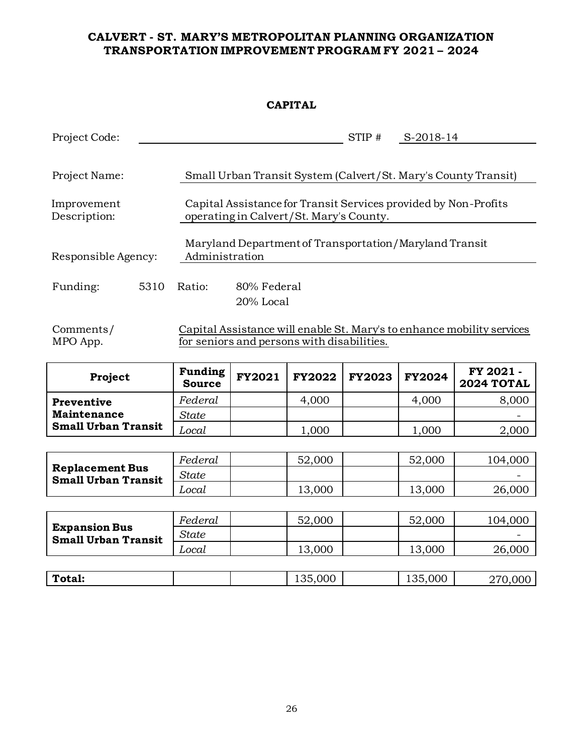# CALVERT - ST. MARY'S METROPOLITAN PLANNING ORGANIZATION
# TRANSPORTATION IMPROVEMENT PROGRAM FY 2021 – 2024

## CAPITAL

Project Code: ____________________ STIP # S-2018-14

Project Name: Small Urban Transit System (Calvert/St. Mary's County Transit)

Improvement Description: Capital Assistance for Transit Services provided by Non-Profits operating in Calvert/St. Mary's County.

Responsible Agency: Maryland Department of Transportation/Maryland Transit Administration

Funding: 5310 Ratio: 80% Federal
20% Local

Comments/ MPO App. Capital Assistance will enable St. Mary's to enhance mobility services for seniors and persons with disabilities.

| Project | Funding Source | FY2021 | FY2022 | FY2023 | FY2024 | FY 2021 - 2024 TOTAL |
|---|---|---|---|---|---|---|
| **Preventive Maintenance Small Urban Transit** | *Federal* | | 4,000 | | 4,000 | 8,000 |
| | *State* | | | | | - |
| | *Local* | | 1,000 | | 1,000 | 2,000 |
| **Replacement Bus Small Urban Transit** | *Federal* | | 52,000 | | 52,000 | 104,000 |
| | *State* | | | | | - |
| | *Local* | | 13,000 | | 13,000 | 26,000 |
| **Expansion Bus Small Urban Transit** | *Federal* | | 52,000 | | 52,000 | 104,000 |
| | *State* | | | | | - |
| | *Local* | | 13,000 | | 13,000 | 26,000 |
| **Total:** | | | 135,000 | | 135,000 | 270,000 |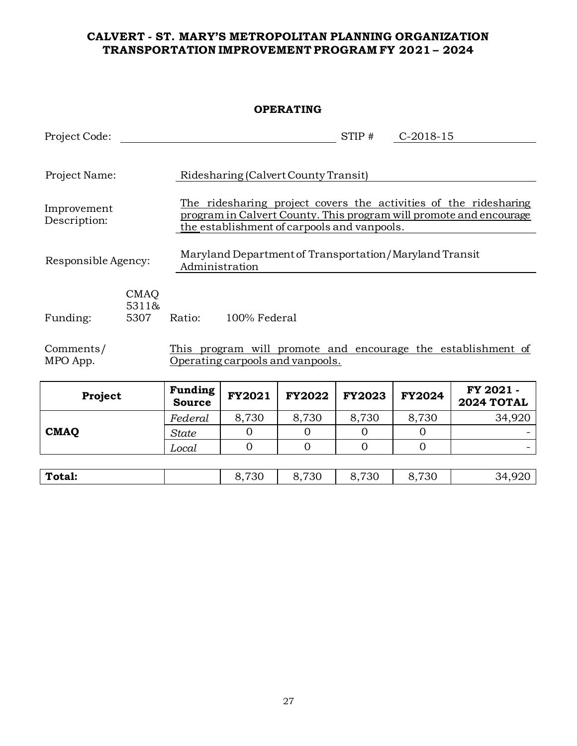# CALVERT - ST. MARY'S METROPOLITAN PLANNING ORGANIZATION
# TRANSPORTATION IMPROVEMENT PROGRAM FY 2021 – 2024

## OPERATING

Project Code: STIP # C-2018-15

Project Name: Ridesharing (Calvert County Transit)

Improvement Description: The ridesharing project covers the activities of the ridesharing program in Calvert County. This program will promote and encourage the establishment of carpools and vanpools.

Responsible Agency: Maryland Department of Transportation/Maryland Transit Administration

Funding: CMAQ 5311& 5307 Ratio: 100% Federal

Comments/ MPO App.: This program will promote and encourage the establishment of Operating carpools and vanpools.

| Project | Funding Source | FY2021 | FY2022 | FY2023 | FY2024 | FY 2021 - 2024 TOTAL |
|---|---|---|---|---|---|---|
| **CMAQ** | *Federal* | 8,730 | 8,730 | 8,730 | 8,730 | 34,920 |
| | *State* | 0 | 0 | 0 | 0 | - |
| | *Local* | 0 | 0 | 0 | 0 | - |
| **Total:** | | 8,730 | 8,730 | 8,730 | 8,730 | 34,920 |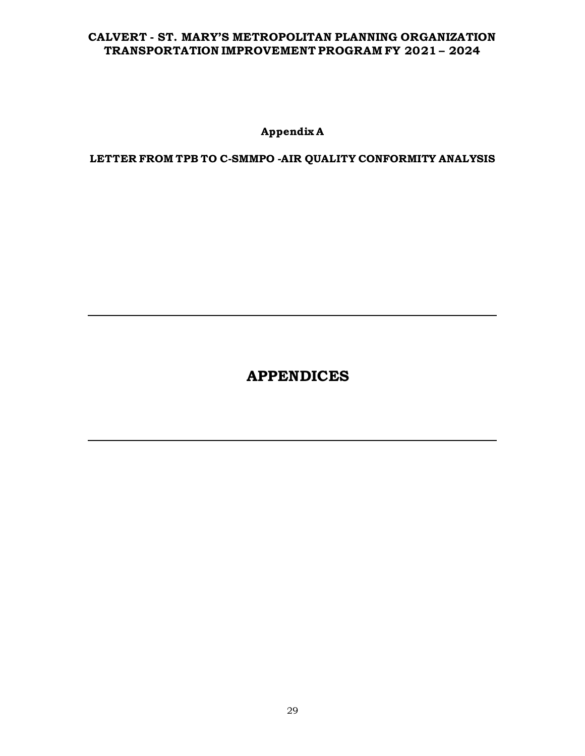## Appendix A

## LETTER FROM TPB TO C-SMMPO -AIR QUALITY CONFORMITY ANALYSIS

---

# APPENDICES

---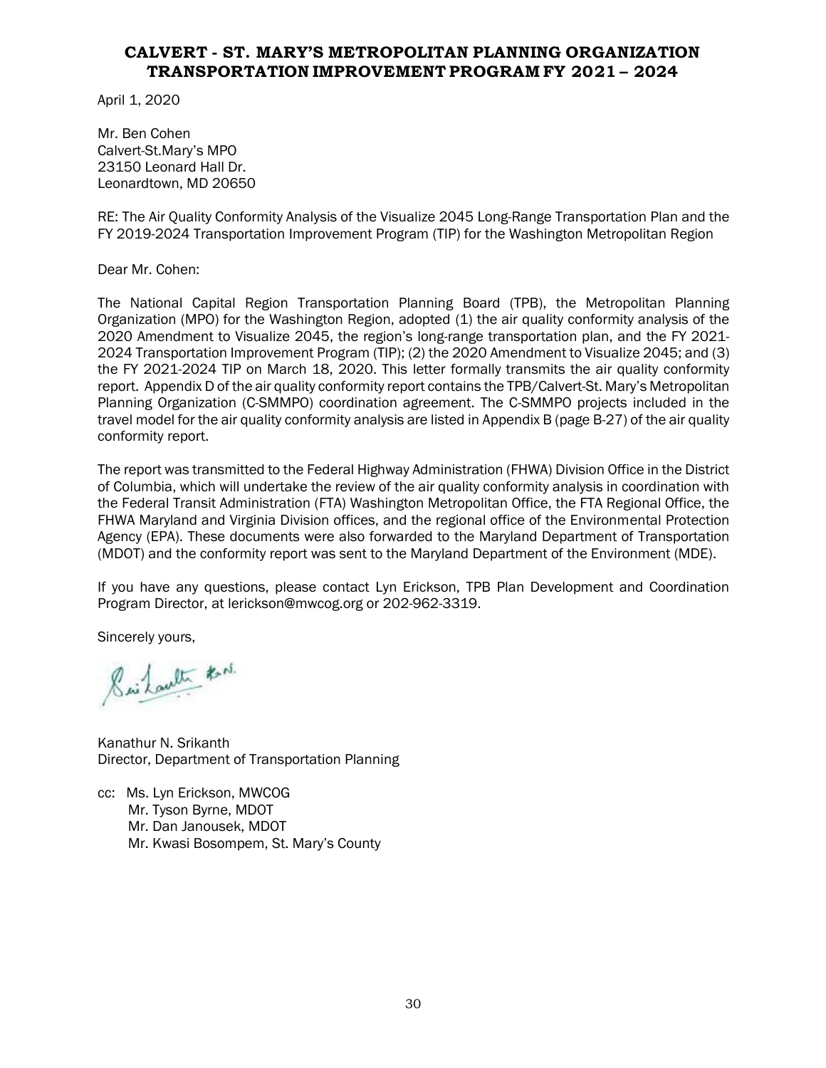April 1, 2020

Mr. Ben Cohen
Calvert-St.Mary's MPO
23150 Leonard Hall Dr.
Leonardtown, MD 20650

RE: The Air Quality Conformity Analysis of the Visualize 2045 Long-Range Transportation Plan and the FY 2019-2024 Transportation Improvement Program (TIP) for the Washington Metropolitan Region

Dear Mr. Cohen:

The National Capital Region Transportation Planning Board (TPB), the Metropolitan Planning Organization (MPO) for the Washington Region, adopted (1) the air quality conformity analysis of the 2020 Amendment to Visualize 2045, the region's long-range transportation plan, and the FY 2021-2024 Transportation Improvement Program (TIP); (2) the 2020 Amendment to Visualize 2045; and (3) the FY 2021-2024 TIP on March 18, 2020. This letter formally transmits the air quality conformity report. Appendix D of the air quality conformity report contains the TPB/Calvert-St. Mary's Metropolitan Planning Organization (C-SMMPO) coordination agreement. The C-SMMPO projects included in the travel model for the air quality conformity analysis are listed in Appendix B (page B-27) of the air quality conformity report.

The report was transmitted to the Federal Highway Administration (FHWA) Division Office in the District of Columbia, which will undertake the review of the air quality conformity analysis in coordination with the Federal Transit Administration (FTA) Washington Metropolitan Office, the FTA Regional Office, the FHWA Maryland and Virginia Division offices, and the regional office of the Environmental Protection Agency (EPA). These documents were also forwarded to the Maryland Department of Transportation (MDOT) and the conformity report was sent to the Maryland Department of the Environment (MDE).

If you have any questions, please contact Lyn Erickson, TPB Plan Development and Coordination Program Director, at lerickson@mwcog.org or 202-962-3319.

Sincerely yours,

Kanathur N. Srikanth
Director, Department of Transportation Planning

cc: Ms. Lyn Erickson, MWCOG
Mr. Tyson Byrne, MDOT
Mr. Dan Janousek, MDOT
Mr. Kwasi Bosompem, St. Mary's County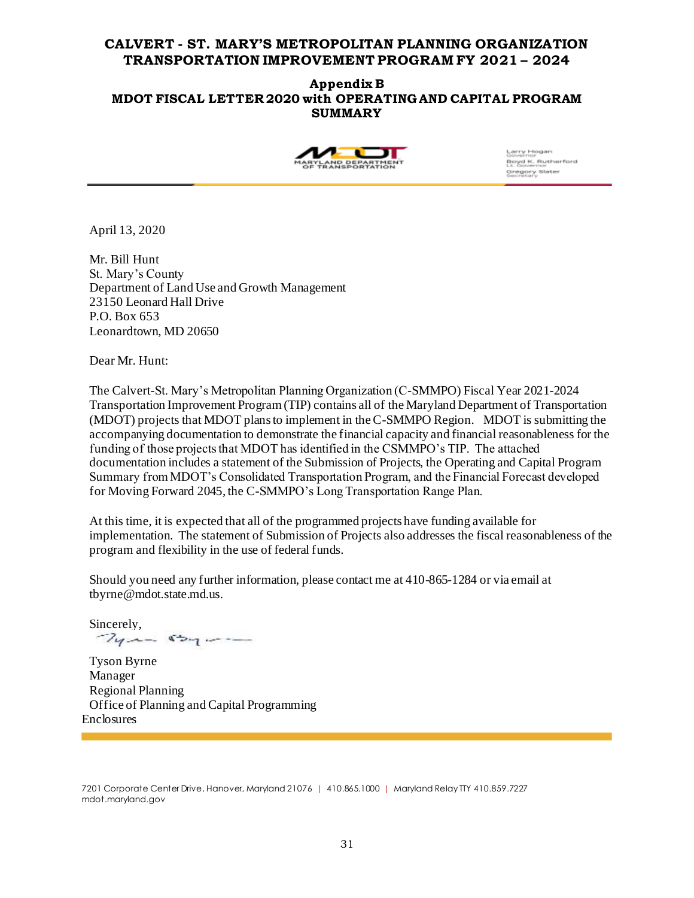# CALVERT - ST. MARY'S METROPOLITAN PLANNING ORGANIZATION
# TRANSPORTATION IMPROVEMENT PROGRAM FY 2021 – 2024

## Appendix B
## MDOT FISCAL LETTER 2020 with OPERATING AND CAPITAL PROGRAM SUMMARY

MDOT
MARYLAND DEPARTMENT OF TRANSPORTATION

Larry Hogan
Governor
Boyd K. Rutherford
Lt. Governor
Gregory Slater
Secretary

April 13, 2020

Mr. Bill Hunt
St. Mary's County
Department of Land Use and Growth Management
23150 Leonard Hall Drive
P.O. Box 653
Leonardtown, MD 20650

Dear Mr. Hunt:

The Calvert-St. Mary's Metropolitan Planning Organization (C-SMMPO) Fiscal Year 2021-2024 Transportation Improvement Program (TIP) contains all of the Maryland Department of Transportation (MDOT) projects that MDOT plans to implement in the C-SMMPO Region. MDOT is submitting the accompanying documentation to demonstrate the financial capacity and financial reasonableness for the funding of those projects that MDOT has identified in the CSMMPO's TIP. The attached documentation includes a statement of the Submission of Projects, the Operating and Capital Program Summary from MDOT's Consolidated Transportation Program, and the Financial Forecast developed for Moving Forward 2045, the C-SMMPO's Long Transportation Range Plan.

At this time, it is expected that all of the programmed projects have funding available for implementation. The statement of Submission of Projects also addresses the fiscal reasonableness of the program and flexibility in the use of federal funds.

Should you need any further information, please contact me at 410-865-1284 or via email at tbyrne@mdot.state.md.us.

Sincerely,

Tyson Byrne
Manager
Regional Planning
Office of Planning and Capital Programming
Enclosures

7201 Corporate Center Drive, Hanover, Maryland 21076 | 410.865.1000 | Maryland Relay TTY 410.859.7227
mdot.maryland.gov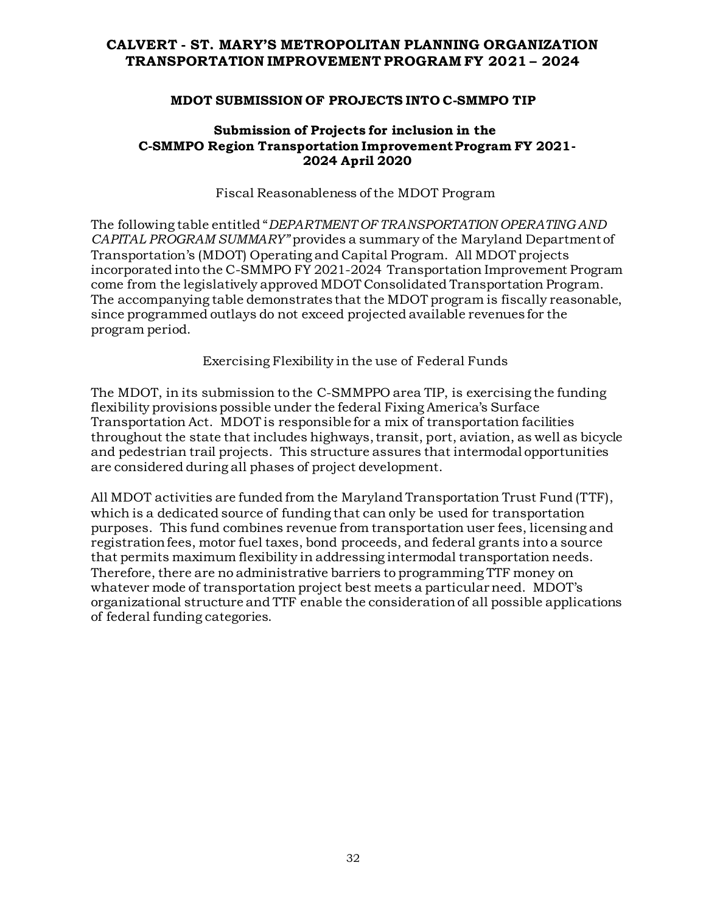# CALVERT - ST. MARY'S METROPOLITAN PLANNING ORGANIZATION TRANSPORTATION IMPROVEMENT PROGRAM FY 2021 – 2024

## MDOT SUBMISSION OF PROJECTS INTO C-SMMPO TIP

### Submission of Projects for inclusion in the C-SMMPO Region Transportation Improvement Program FY 2021-2024 April 2020

Fiscal Reasonableness of the MDOT Program

The following table entitled "*DEPARTMENT OF TRANSPORTATION OPERATING AND CAPITAL PROGRAM SUMMARY"* provides a summary of the Maryland Department of Transportation's (MDOT) Operating and Capital Program. All MDOT projects incorporated into the C-SMMPO FY 2021-2024 Transportation Improvement Program come from the legislatively approved MDOT Consolidated Transportation Program. The accompanying table demonstrates that the MDOT program is fiscally reasonable, since programmed outlays do not exceed projected available revenues for the program period.

Exercising Flexibility in the use of Federal Funds

The MDOT, in its submission to the C-SMMPPO area TIP, is exercising the funding flexibility provisions possible under the federal Fixing America's Surface Transportation Act. MDOT is responsible for a mix of transportation facilities throughout the state that includes highways, transit, port, aviation, as well as bicycle and pedestrian trail projects. This structure assures that intermodal opportunities are considered during all phases of project development.

All MDOT activities are funded from the Maryland Transportation Trust Fund (TTF), which is a dedicated source of funding that can only be used for transportation purposes. This fund combines revenue from transportation user fees, licensing and registration fees, motor fuel taxes, bond proceeds, and federal grants into a source that permits maximum flexibility in addressing intermodal transportation needs. Therefore, there are no administrative barriers to programming TTF money on whatever mode of transportation project best meets a particular need. MDOT's organizational structure and TTF enable the consideration of all possible applications of federal funding categories.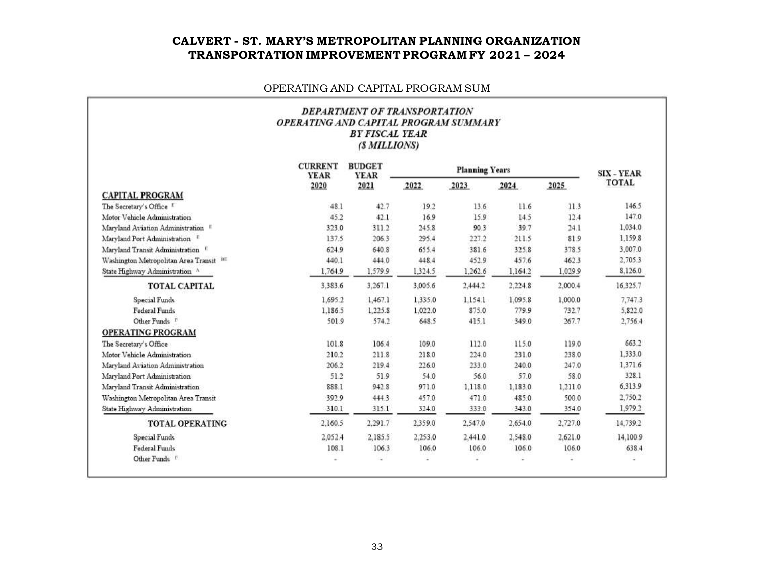# CALVERT - ST. MARY'S METROPOLITAN PLANNING ORGANIZATION
# TRANSPORTATION IMPROVEMENT PROGRAM FY 2021 – 2024

OPERATING AND CAPITAL PROGRAM SUM

***DEPARTMENT OF TRANSPORTATION***
***OPERATING AND CAPITAL PROGRAM SUMMARY***
***BY FISCAL YEAR***
***($ MILLIONS)***

| | CURRENT YEAR | BUDGET YEAR | Planning Years | | | | SIX - YEAR TOTAL |
|---|---|---|---|---|---|---|---|
| | 2020 | 2021 | 2022 | 2023 | 2024 | 2025 | |
| **CAPITAL PROGRAM** | | | | | | | |
| The Secretary's Office [E] | 48.1 | 42.7 | 19.2 | 13.6 | 11.6 | 11.3 | 146.5 |
| Motor Vehicle Administration | 45.2 | 42.1 | 16.9 | 15.9 | 14.5 | 12.4 | 147.0 |
| Maryland Aviation Administration [E] | 323.0 | 311.2 | 245.8 | 90.3 | 39.7 | 24.1 | 1,034.0 |
| Maryland Port Administration [E] | 137.5 | 206.3 | 295.4 | 227.2 | 211.5 | 81.9 | 1,159.8 |
| Maryland Transit Administration [E] | 624.9 | 640.8 | 655.4 | 381.6 | 325.8 | 378.5 | 3,007.0 |
| Washington Metropolitan Area Transit [BE] | 440.1 | 444.0 | 448.4 | 452.9 | 457.6 | 462.3 | 2,705.3 |
| State Highway Administration [A] | 1,764.9 | 1,579.9 | 1,324.5 | 1,262.6 | 1,164.2 | 1,029.9 | 8,126.0 |
| TOTAL CAPITAL | 3,383.6 | 3,267.1 | 3,005.6 | 2,444.2 | 2,224.8 | 2,000.4 | 16,325.7 |
| Special Funds | 1,695.2 | 1,467.1 | 1,335.0 | 1,154.1 | 1,095.8 | 1,000.0 | 7,747.3 |
| Federal Funds | 1,186.5 | 1,225.8 | 1,022.0 | 875.0 | 779.9 | 732.7 | 5,822.0 |
| Other Funds [F] | 501.9 | 574.2 | 648.5 | 415.1 | 349.0 | 267.7 | 2,756.4 |
| **OPERATING PROGRAM** | | | | | | | |
| The Secretary's Office | 101.8 | 106.4 | 109.0 | 112.0 | 115.0 | 119.0 | 663.2 |
| Motor Vehicle Administration | 210.2 | 211.8 | 218.0 | 224.0 | 231.0 | 238.0 | 1,333.0 |
| Maryland Aviation Administration | 206.2 | 219.4 | 226.0 | 233.0 | 240.0 | 247.0 | 1,371.6 |
| Maryland Port Administration | 51.2 | 51.9 | 54.0 | 56.0 | 57.0 | 58.0 | 328.1 |
| Maryland Transit Administration | 888.1 | 942.8 | 971.0 | 1,118.0 | 1,183.0 | 1,211.0 | 6,313.9 |
| Washington Metropolitan Area Transit | 392.9 | 444.3 | 457.0 | 471.0 | 485.0 | 500.0 | 2,750.2 |
| State Highway Administration | 310.1 | 315.1 | 324.0 | 333.0 | 343.0 | 354.0 | 1,979.2 |
| TOTAL OPERATING | 2,160.5 | 2,291.7 | 2,359.0 | 2,547.0 | 2,654.0 | 2,727.0 | 14,739.2 |
| Special Funds | 2,052.4 | 2,185.5 | 2,253.0 | 2,441.0 | 2,548.0 | 2,621.0 | 14,100.9 |
| Federal Funds | 108.1 | 106.3 | 106.0 | 106.0 | 106.0 | 106.0 | 638.4 |
| Other Funds [F] | - | - | - | - | - | - | - |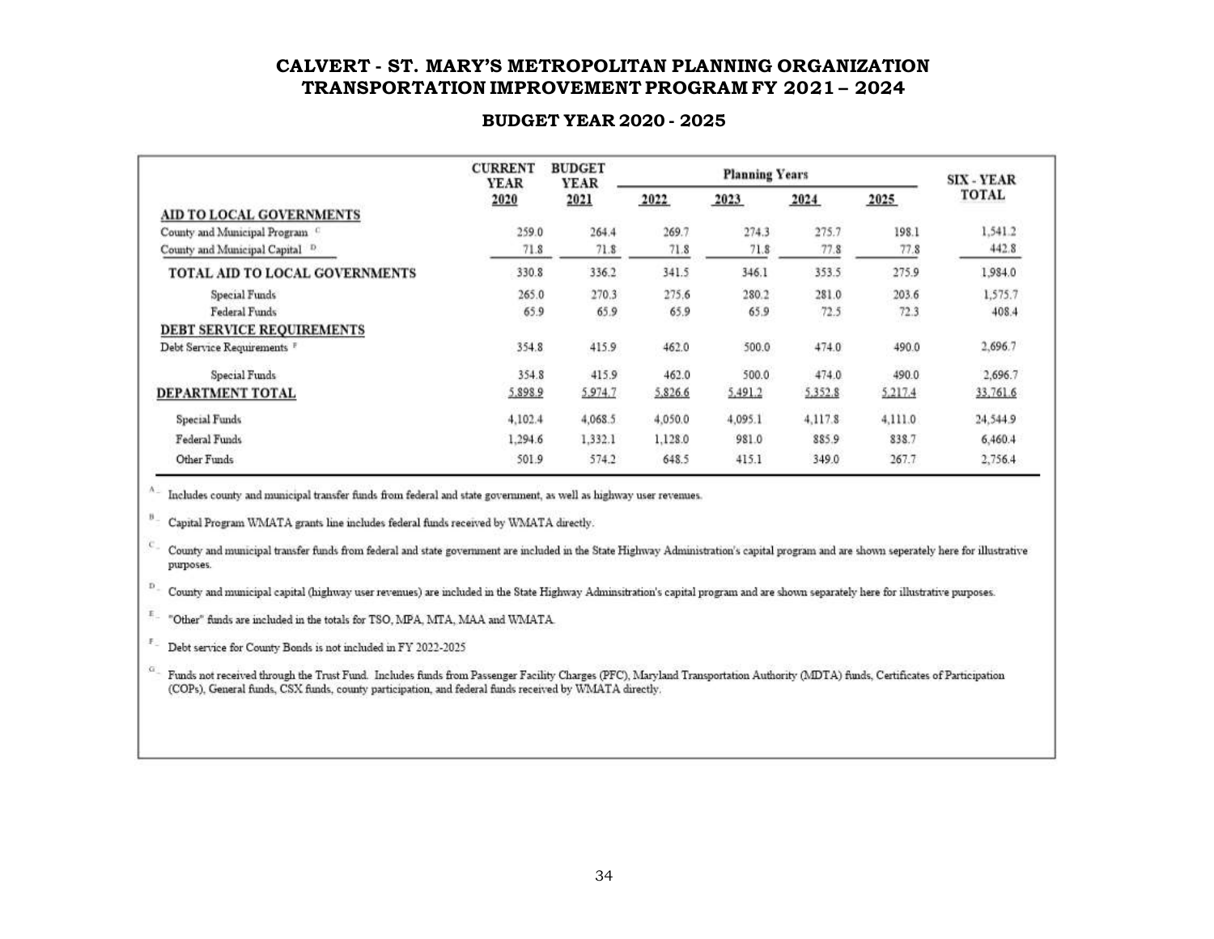# CALVERT - ST. MARY'S METROPOLITAN PLANNING ORGANIZATION
# TRANSPORTATION IMPROVEMENT PROGRAM FY 2021 – 2024

## BUDGET YEAR 2020 - 2025

| | CURRENT YEAR | BUDGET YEAR | Planning Years | | | | SIX - YEAR TOTAL |
|---|---|---|---|---|---|---|---|
| | 2020 | 2021 | 2022 | 2023 | 2024 | 2025 | |
| **AID TO LOCAL GOVERNMENTS** | | | | | | | |
| County and Municipal Program [C] | 259.0 | 264.4 | 269.7 | 274.3 | 275.7 | 198.1 | 1,541.2 |
| County and Municipal Capital [D] | 71.8 | 71.8 | 71.8 | 71.8 | 77.8 | 77.8 | 442.8 |
| TOTAL AID TO LOCAL GOVERNMENTS | 330.8 | 336.2 | 341.5 | 346.1 | 353.5 | 275.9 | 1,984.0 |
| Special Funds | 265.0 | 270.3 | 275.6 | 280.2 | 281.0 | 203.6 | 1,575.7 |
| Federal Funds | 65.9 | 65.9 | 65.9 | 65.9 | 72.5 | 72.3 | 408.4 |
| **DEBT SERVICE REQUIREMENTS** | | | | | | | |
| Debt Service Requirements [F] | 354.8 | 415.9 | 462.0 | 500.0 | 474.0 | 490.0 | 2,696.7 |
| Special Funds | 354.8 | 415.9 | 462.0 | 500.0 | 474.0 | 490.0 | 2,696.7 |
| **DEPARTMENT TOTAL** | 5,898.9 | 5,974.7 | 5,826.6 | 5,491.2 | 5,352.8 | 5,217.4 | 33,761.6 |
| Special Funds | 4,102.4 | 4,068.5 | 4,050.0 | 4,095.1 | 4,117.8 | 4,111.0 | 24,544.9 |
| Federal Funds | 1,294.6 | 1,332.1 | 1,128.0 | 981.0 | 885.9 | 838.7 | 6,460.4 |
| Other Funds | 501.9 | 574.2 | 648.5 | 415.1 | 349.0 | 267.7 | 2,756.4 |

[A] - Includes county and municipal transfer funds from federal and state government, as well as highway user revenues.

[B] - Capital Program WMATA grants line includes federal funds received by WMATA directly.

[C] - County and municipal transfer funds from federal and state government are included in the State Highway Administration's capital program and are shown seperately here for illustrative purposes.

[D] - County and municipal capital (highway user revenues) are included in the State Highway Adminsitration's capital program and are shown separately here for illustrative purposes.

[E] - "Other" funds are included in the totals for TSO, MPA, MTA, MAA and WMATA.

[F] - Debt service for County Bonds is not included in FY 2022-2025

[G] - Funds not received through the Trust Fund. Includes funds from Passenger Facility Charges (PFC), Maryland Transportation Authority (MDTA) funds, Certificates of Participation (COPs), General funds, CSX funds, county participation, and federal funds received by WMATA directly.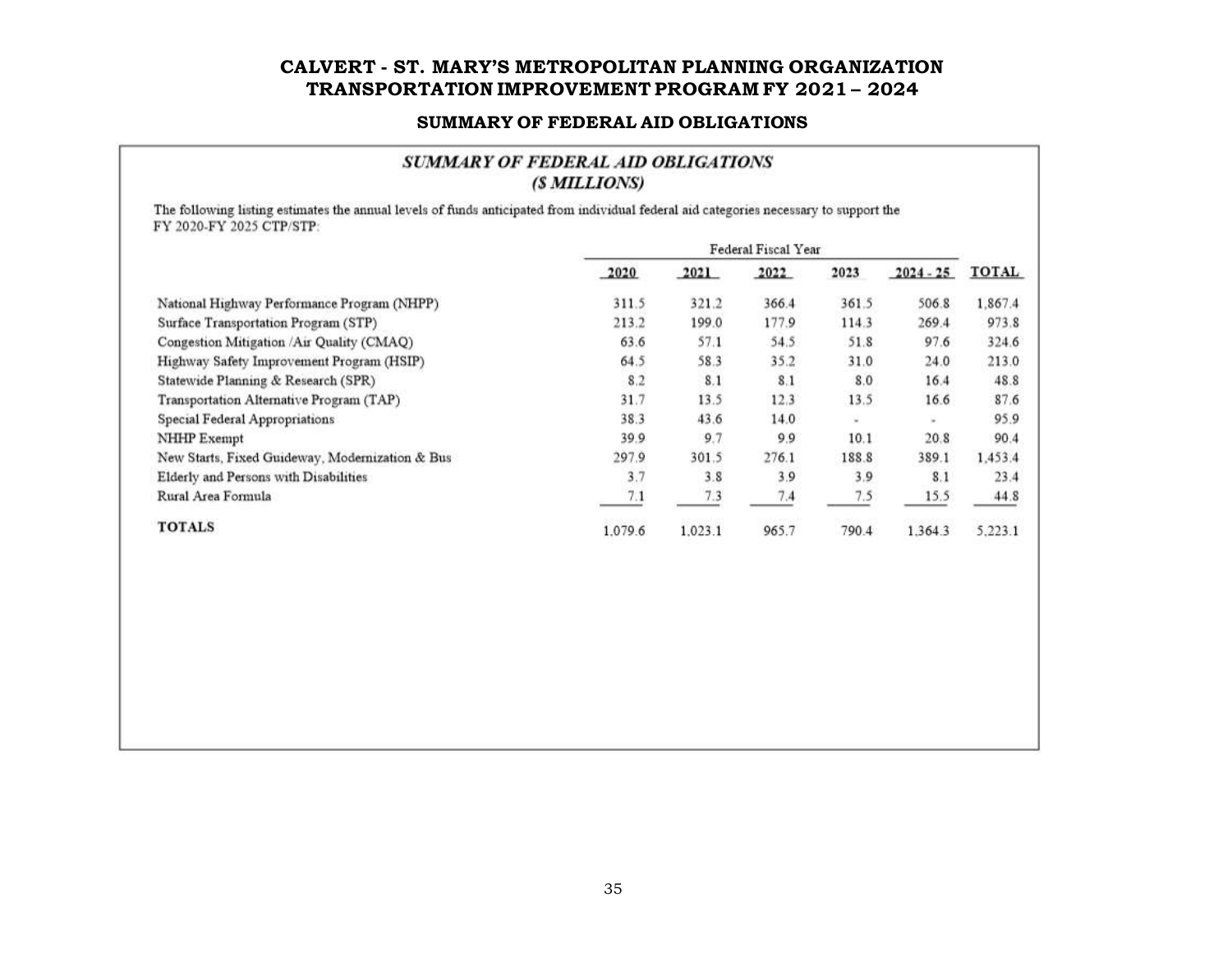# CALVERT - ST. MARY'S METROPOLITAN PLANNING ORGANIZATION
# TRANSPORTATION IMPROVEMENT PROGRAM FY 2021 – 2024

## SUMMARY OF FEDERAL AID OBLIGATIONS

### *SUMMARY OF FEDERAL AID OBLIGATIONS*
### *($ MILLIONS)*

The following listing estimates the annual levels of funds anticipated from individual federal aid categories necessary to support the FY 2020-FY 2025 CTP/STP:

| | Federal Fiscal Year | | | | | |
|---|---|---|---|---|---|---|
| | 2020 | 2021 | 2022 | 2023 | 2024 - 25 | TOTAL |
| National Highway Performance Program (NHPP) | 311.5 | 321.2 | 366.4 | 361.5 | 506.8 | 1,867.4 |
| Surface Transportation Program (STP) | 213.2 | 199.0 | 177.9 | 114.3 | 269.4 | 973.8 |
| Congestion Mitigation /Air Quality (CMAQ) | 63.6 | 57.1 | 54.5 | 51.8 | 97.6 | 324.6 |
| Highway Safety Improvement Program (HSIP) | 64.5 | 58.3 | 35.2 | 31.0 | 24.0 | 213.0 |
| Statewide Planning & Research (SPR) | 8.2 | 8.1 | 8.1 | 8.0 | 16.4 | 48.8 |
| Transportation Alternative Program (TAP) | 31.7 | 13.5 | 12.3 | 13.5 | 16.6 | 87.6 |
| Special Federal Appropriations | 38.3 | 43.6 | 14.0 | - | - | 95.9 |
| NHHP Exempt | 39.9 | 9.7 | 9.9 | 10.1 | 20.8 | 90.4 |
| New Starts, Fixed Guideway, Modernization & Bus | 297.9 | 301.5 | 276.1 | 188.8 | 389.1 | 1,453.4 |
| Elderly and Persons with Disabilities | 3.7 | 3.8 | 3.9 | 3.9 | 8.1 | 23.4 |
| Rural Area Formula | 7.1 | 7.3 | 7.4 | 7.5 | 15.5 | 44.8 |
| **TOTALS** | 1,079.6 | 1,023.1 | 965.7 | 790.4 | 1,364.3 | 5,223.1 |